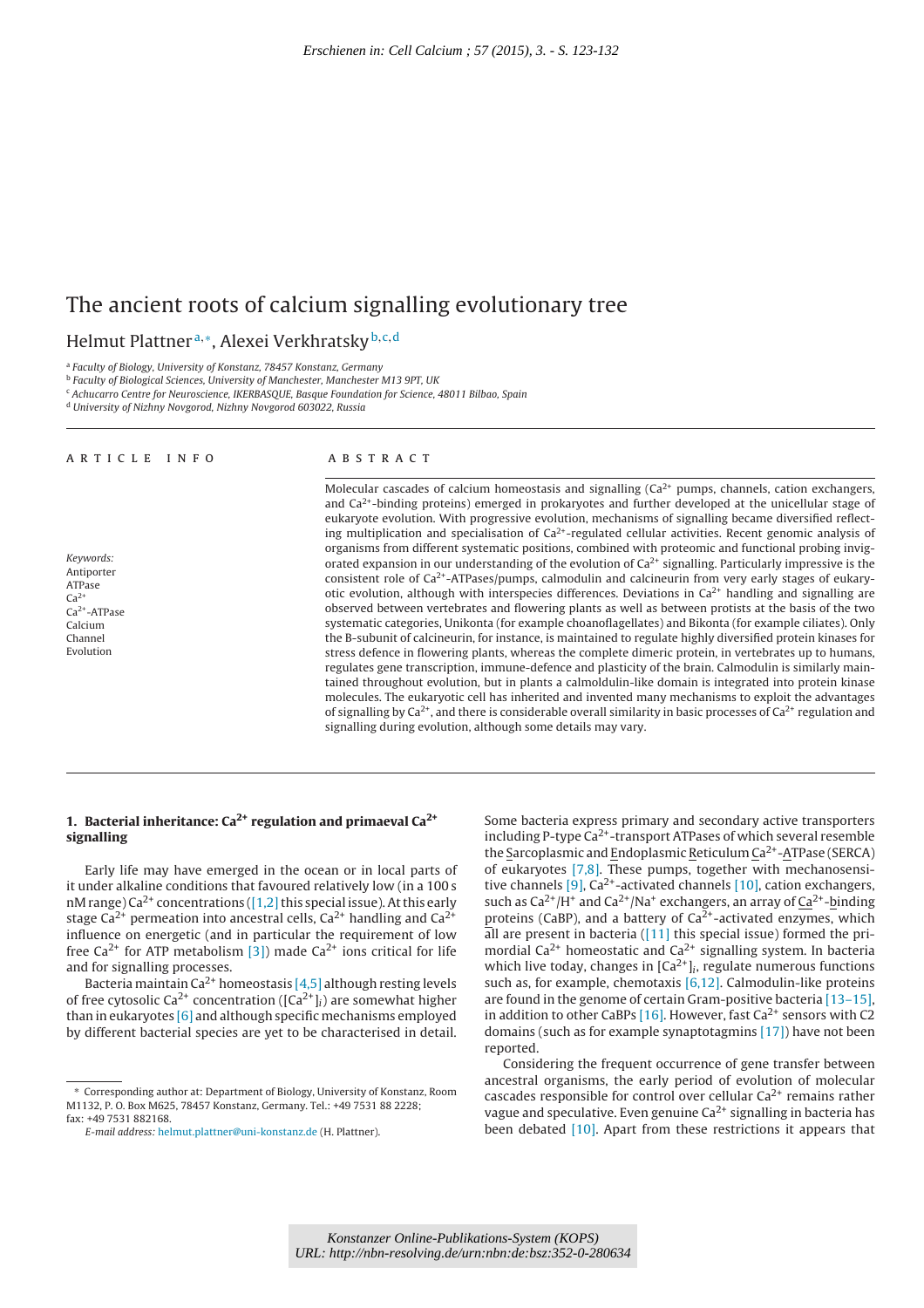Erschienen in: Cell Calcium ; 57 (2015), 3. - S. 123-132

# The ancient roots of calcium signalling evolutionary tree

Helmut Plattner[a,*], Alexei Verkhratsky[b,c,d]

[a] Faculty of Biology, University of Konstanz, 78457 Konstanz, Germany
[b] Faculty of Biological Sciences, University of Manchester, Manchester M13 9PT, UK
[c] Achucarro Centre for Neuroscience, IKERBASQUE, Basque Foundation for Science, 48011 Bilbao, Spain
[d] University of Nizhny Novgorod, Nizhny Novgorod 603022, Russia

## ARTICLE INFO

*Keywords:*
Antiporter
ATPase
$Ca^{2+}$
$Ca^{2+}$-ATPase
Calcium
Channel
Evolution

## ABSTRACT

Molecular cascades of calcium homeostasis and signalling ($Ca^{2+}$ pumps, channels, cation exchangers, and $Ca^{2+}$-binding proteins) emerged in prokaryotes and further developed at the unicellular stage of eukaryote evolution. With progressive evolution, mechanisms of signalling became diversified reflecting multiplication and specialisation of $Ca^{2+}$-regulated cellular activities. Recent genomic analysis of organisms from different systematic positions, combined with proteomic and functional probing invigorated expansion in our understanding of the evolution of $Ca^{2+}$ signalling. Particularly impressive is the consistent role of $Ca^{2+}$-ATPases/pumps, calmodulin and calcineurin from very early stages of eukaryotic evolution, although with interspecies differences. Deviations in $Ca^{2+}$ handling and signalling are observed between vertebrates and flowering plants as well as between protists at the basis of the two systematic categories, Unikonta (for example choanoflagellates) and Bikonta (for example ciliates). Only the B-subunit of calcineurin, for instance, is maintained to regulate highly diversified protein kinases for stress defence in flowering plants, whereas the complete dimeric protein, in vertebrates up to humans, regulates gene transcription, immune-defence and plasticity of the brain. Calmodulin is similarly maintained throughout evolution, but in plants a calmoldulin-like domain is integrated into protein kinase molecules. The eukaryotic cell has inherited and invented many mechanisms to exploit the advantages of signalling by $Ca^{2+}$, and there is considerable overall similarity in basic processes of $Ca^{2+}$ regulation and signalling during evolution, although some details may vary.

## 1. Bacterial inheritance: $Ca^{2+}$ regulation and primaeval $Ca^{2+}$ signalling

Early life may have emerged in the ocean or in local parts of it under alkaline conditions that favoured relatively low (in a 100 s nM range) $Ca^{2+}$ concentrations ([1,2] this special issue). At this early stage $Ca^{2+}$ permeation into ancestral cells, $Ca^{2+}$ handling and $Ca^{2+}$ influence on energetic (and in particular the requirement of low free $Ca^{2+}$ for ATP metabolism [3]) made $Ca^{2+}$ ions critical for life and for signalling processes.

Bacteria maintain $Ca^{2+}$ homeostasis [4,5] although resting levels of free cytosolic $Ca^{2+}$ concentration ($[Ca^{2+}]_i$) are somewhat higher than in eukaryotes [6] and although specific mechanisms employed by different bacterial species are yet to be characterised in detail. Some bacteria express primary and secondary active transporters including P-type $Ca^{2+}$-transport ATPases of which several resemble the Sarcoplasmic and Endoplasmic Reticulum $Ca^{2+}$-ATPase (SERCA) of eukaryotes [7,8]. These pumps, together with mechanosensitive channels [9], $Ca^{2+}$-activated channels [10], cation exchangers, such as $Ca^{2+}/H^+$ and $Ca^{2+}/Na^+$ exchangers, an array of $Ca^{2+}$-binding proteins (CaBP), and a battery of $Ca^{2+}$-activated enzymes, which all are present in bacteria ([11] this special issue) formed the primordial $Ca^{2+}$ homeostatic and $Ca^{2+}$ signalling system. In bacteria which live today, changes in $[Ca^{2+}]_i$, regulate numerous functions such as, for example, chemotaxis [6,12]. Calmodulin-like proteins are found in the genome of certain Gram-positive bacteria [13–15], in addition to other CaBPs [16]. However, fast $Ca^{2+}$ sensors with C2 domains (such as for example synaptotagmins [17]) have not been reported.

Considering the frequent occurrence of gene transfer between ancestral organisms, the early period of evolution of molecular cascades responsible for control over cellular $Ca^{2+}$ remains rather vague and speculative. Even genuine $Ca^{2+}$ signalling in bacteria has been debated [10]. Apart from these restrictions it appears that

---

* Corresponding author at: Department of Biology, University of Konstanz, Room M1132, P. O. Box M625, 78457 Konstanz, Germany. Tel.: +49 7531 88 2228; fax: +49 7531 882168.
*E-mail address:* helmut.plattner@uni-konstanz.de (H. Plattner).

Konstanzer Online-Publikations-System (KOPS)
URL: http://nbn-resolving.de/urn:nbn:de:bsz:352-0-280634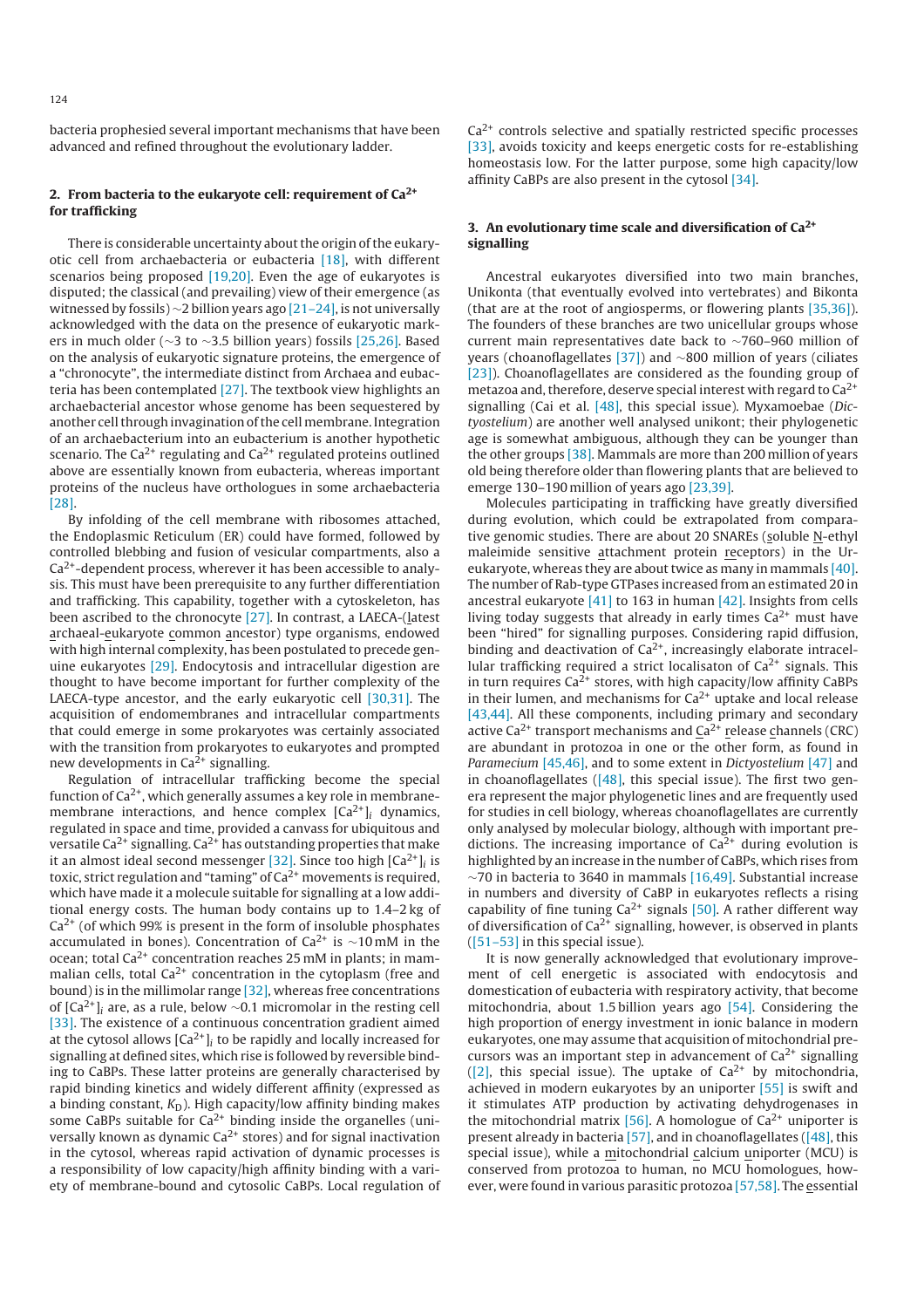bacteria prophesied several important mechanisms that have been advanced and refined throughout the evolutionary ladder.

## 2. From bacteria to the eukaryote cell: requirement of $Ca^{2+}$ for trafficking

There is considerable uncertainty about the origin of the eukaryotic cell from archaebacteria or eubacteria [18], with different scenarios being proposed [19,20]. Even the age of eukaryotes is disputed; the classical (and prevailing) view of their emergence (as witnessed by fossils) ~2 billion years ago [21–24], is not universally acknowledged with the data on the presence of eukaryotic markers in much older (~3 to ~3.5 billion years) fossils [25,26]. Based on the analysis of eukaryotic signature proteins, the emergence of a "chronocyte", the intermediate distinct from Archaea and eubacteria has been contemplated [27]. The textbook view highlights an archaebacterial ancestor whose genome has been sequestered by another cell through invagination of the cell membrane. Integration of an archaebacterium into an eubacterium is another hypothetic scenario. The $Ca^{2+}$ regulating and $Ca^{2+}$ regulated proteins outlined above are essentially known from eubacteria, whereas important proteins of the nucleus have orthologues in some archaebacteria [28].

By infolding of the cell membrane with ribosomes attached, the Endoplasmic Reticulum (ER) could have formed, followed by controlled blebbing and fusion of vesicular compartments, also a $Ca^{2+}$-dependent process, wherever it has been accessible to analysis. This must have been prerequisite to any further differentiation and trafficking. This capability, together with a cytoskeleton, has been ascribed to the chronocyte [27]. In contrast, a LAECA-(latest archaeal-eukaryote common ancestor) type organisms, endowed with high internal complexity, has been postulated to precede genuine eukaryotes [29]. Endocytosis and intracellular digestion are thought to have become important for further complexity of the LAECA-type ancestor, and the early eukaryotic cell [30,31]. The acquisition of endomembranes and intracellular compartments that could emerge in some prokaryotes was certainly associated with the transition from prokaryotes to eukaryotes and prompted new developments in $Ca^{2+}$ signalling.

Regulation of intracellular trafficking become the special function of $Ca^{2+}$, which generally assumes a key role in membrane-membrane interactions, and hence complex $[Ca^{2+}]_i$ dynamics, regulated in space and time, provided a canvass for ubiquitous and versatile $Ca^{2+}$ signalling. $Ca^{2+}$ has outstanding properties that make it an almost ideal second messenger [32]. Since too high $[Ca^{2+}]_i$ is toxic, strict regulation and "taming" of $Ca^{2+}$ movements is required, which have made it a molecule suitable for signalling at a low additional energy costs. The human body contains up to 1.4–2 kg of $Ca^{2+}$ (of which 99% is present in the form of insoluble phosphates accumulated in bones). Concentration of $Ca^{2+}$ is ~10 mM in the ocean; total $Ca^{2+}$ concentration reaches 25 mM in plants; in mammalian cells, total $Ca^{2+}$ concentration in the cytoplasm (free and bound) is in the millimolar range [32], whereas free concentrations of $[Ca^{2+}]_i$ are, as a rule, below ~0.1 micromolar in the resting cell [33]. The existence of a continuous concentration gradient aimed at the cytosol allows $[Ca^{2+}]_i$ to be rapidly and locally increased for signalling at defined sites, which rise is followed by reversible binding to CaBPs. These latter proteins are generally characterised by rapid binding kinetics and widely different affinity (expressed as a binding constant, $K_D$). High capacity/low affinity binding makes some CaBPs suitable for $Ca^{2+}$ binding inside the organelles (universally known as dynamic $Ca^{2+}$ stores) and for signal inactivation in the cytosol, whereas rapid activation of dynamic processes is a responsibility of low capacity/high affinity binding with a variety of membrane-bound and cytosolic CaBPs. Local regulation of $Ca^{2+}$ controls selective and spatially restricted specific processes [33], avoids toxicity and keeps energetic costs for re-establishing homeostasis low. For the latter purpose, some high capacity/low affinity CaBPs are also present in the cytosol [34].

## 3. An evolutionary time scale and diversification of $Ca^{2+}$ signalling

Ancestral eukaryotes diversified into two main branches, Unikonta (that eventually evolved into vertebrates) and Bikonta (that are at the root of angiosperms, or flowering plants [35,36]). The founders of these branches are two unicellular groups whose current main representatives date back to ~760–960 million of years (choanoflagellates [37]) and ~800 million of years (ciliates [23]). Choanoflagellates are considered as the founding group of metazoa and, therefore, deserve special interest with regard to $Ca^{2+}$ signalling (Cai et al. [48], this special issue). Myxamoebae (*Dictyostelium*) are another well analysed unikont; their phylogenetic age is somewhat ambiguous, although they can be younger than the other groups [38]. Mammals are more than 200 million of years old being therefore older than flowering plants that are believed to emerge 130–190 million of years ago [23,39].

Molecules participating in trafficking have greatly diversified during evolution, which could be extrapolated from comparative genomic studies. There are about 20 SNAREs (soluble N-ethyl maleimide sensitive attachment protein receptors) in the Ur-eukaryote, whereas they are about twice as many in mammals [40]. The number of Rab-type GTPases increased from an estimated 20 in ancestral eukaryote [41] to 163 in human [42]. Insights from cells living today suggests that already in early times $Ca^{2+}$ must have been "hired" for signalling purposes. Considering rapid diffusion, binding and deactivation of $Ca^{2+}$, increasingly elaborate intracellular trafficking required a strict localisaton of $Ca^{2+}$ signals. This in turn requires $Ca^{2+}$ stores, with high capacity/low affinity CaBPs in their lumen, and mechanisms for $Ca^{2+}$ uptake and local release [43,44]. All these components, including primary and secondary active $Ca^{2+}$ transport mechanisms and $Ca^{2+}$ release channels (CRC) are abundant in protozoa in one or the other form, as found in *Paramecium* [45,46], and to some extent in *Dictyostelium* [47] and in choanoflagellates ([48], this special issue). The first two genera represent the major phylogenetic lines and are frequently used for studies in cell biology, whereas choanoflagellates are currently only analysed by molecular biology, although with important predictions. The increasing importance of $Ca^{2+}$ during evolution is highlighted by an increase in the number of CaBPs, which rises from ~70 in bacteria to 3640 in mammals [16,49]. Substantial increase in numbers and diversity of CaBP in eukaryotes reflects a rising capability of fine tuning $Ca^{2+}$ signals [50]. A rather different way of diversification of $Ca^{2+}$ signalling, however, is observed in plants ([51–53] in this special issue).

It is now generally acknowledged that evolutionary improvement of cell energetic is associated with endocytosis and domestication of eubacteria with respiratory activity, that become mitochondria, about 1.5 billion years ago [54]. Considering the high proportion of energy investment in ionic balance in modern eukaryotes, one may assume that acquisition of mitochondrial precursors was an important step in advancement of $Ca^{2+}$ signalling ([2], this special issue). The uptake of $Ca^{2+}$ by mitochondria, achieved in modern eukaryotes by an uniporter [55] is swift and it stimulates ATP production by activating dehydrogenases in the mitochondrial matrix [56]. A homologue of $Ca^{2+}$ uniporter is present already in bacteria [57], and in choanoflagellates ([48], this special issue), while a mitochondrial calcium uniporter (MCU) is conserved from protozoa to human, no MCU homologues, however, were found in various parasitic protozoa [57,58]. The essential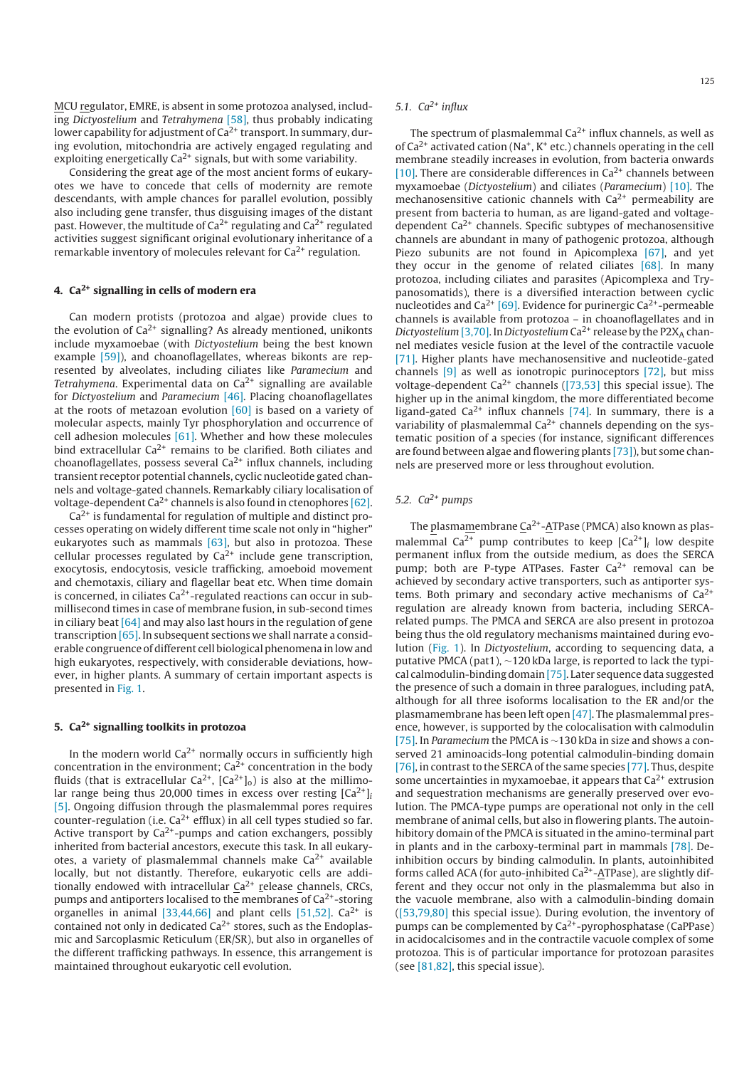MCU regulator, EMRE, is absent in some protozoa analysed, including *Dictyostelium* and *Tetrahymena* [58], thus probably indicating lower capability for adjustment of $Ca^{2+}$ transport. In summary, during evolution, mitochondria are actively engaged regulating and exploiting energetically $Ca^{2+}$ signals, but with some variability.

Considering the great age of the most ancient forms of eukaryotes we have to concede that cells of modernity are remote descendants, with ample chances for parallel evolution, possibly also including gene transfer, thus disguising images of the distant past. However, the multitude of $Ca^{2+}$ regulating and $Ca^{2+}$ regulated activities suggest significant original evolutionary inheritance of a remarkable inventory of molecules relevant for $Ca^{2+}$ regulation.

## 4. $Ca^{2+}$ signalling in cells of modern era

Can modern protists (protozoa and algae) provide clues to the evolution of $Ca^{2+}$ signalling? As already mentioned, unikonts include myxamoebae (with *Dictyostelium* being the best known example [59]), and choanoflagellates, whereas bikonts are represented by alveolates, including ciliates like *Paramecium* and *Tetrahymena*. Experimental data on $Ca^{2+}$ signalling are available for *Dictyostelium* and *Paramecium* [46]. Placing choanoflagellates at the roots of metazoan evolution [60] is based on a variety of molecular aspects, mainly Tyr phosphorylation and occurrence of cell adhesion molecules [61]. Whether and how these molecules bind extracellular $Ca^{2+}$ remains to be clarified. Both ciliates and choanoflagellates, possess several $Ca^{2+}$ influx channels, including transient receptor potential channels, cyclic nucleotide gated channels and voltage-gated channels. Remarkably ciliary localisation of voltage-dependent $Ca^{2+}$ channels is also found in ctenophores [62].

$Ca^{2+}$ is fundamental for regulation of multiple and distinct processes operating on widely different time scale not only in "higher" eukaryotes such as mammals [63], but also in protozoa. These cellular processes regulated by $Ca^{2+}$ include gene transcription, exocytosis, endocytosis, vesicle trafficking, amoeboid movement and chemotaxis, ciliary and flagellar beat etc. When time domain is concerned, in ciliates $Ca^{2+}$-regulated reactions can occur in sub-millisecond times in case of membrane fusion, in sub-second times in ciliary beat [64] and may also last hours in the regulation of gene transcription [65]. In subsequent sections we shall narrate a considerable congruence of different cell biological phenomena in low and high eukaryotes, respectively, with considerable deviations, however, in higher plants. A summary of certain important aspects is presented in Fig. 1.

## 5. $Ca^{2+}$ signalling toolkits in protozoa

In the modern world $Ca^{2+}$ normally occurs in sufficiently high concentration in the environment; $Ca^{2+}$ concentration in the body fluids (that is extracellular $Ca^{2+}$, $[Ca^{2+}]_o$) is also at the millimolar range being thus 20,000 times in excess over resting $[Ca^{2+}]_i$ [5]. Ongoing diffusion through the plasmalemmal pores requires counter-regulation (i.e. $Ca^{2+}$ efflux) in all cell types studied so far. Active transport by $Ca^{2+}$-pumps and cation exchangers, possibly inherited from bacterial ancestors, execute this task. In all eukaryotes, a variety of plasmalemmal channels make $Ca^{2+}$ available locally, but not distantly. Therefore, eukaryotic cells are additionally endowed with intracellular Ca^{2+} release channels, CRCs, pumps and antiporters localised to the membranes of $Ca^{2+}$-storing organelles in animal [33,44,66] and plant cells [51,52]. $Ca^{2+}$ is contained not only in dedicated $Ca^{2+}$ stores, such as the Endoplasmic and Sarcoplasmic Reticulum (ER/SR), but also in organelles of the different trafficking pathways. In essence, this arrangement is maintained throughout eukaryotic cell evolution.

### 5.1. $Ca^{2+}$ influx

The spectrum of plasmalemmal $Ca^{2+}$ influx channels, as well as of $Ca^{2+}$ activated cation ($Na^+$, $K^+$ etc.) channels operating in the cell membrane steadily increases in evolution, from bacteria onwards [10]. There are considerable differences in $Ca^{2+}$ channels between myxamoebae (*Dictyostelium*) and ciliates (*Paramecium*) [10]. The mechanosensitive cationic channels with $Ca^{2+}$ permeability are present from bacteria to human, as are ligand-gated and voltage-dependent $Ca^{2+}$ channels. Specific subtypes of mechanosensitive channels are abundant in many of pathogenic protozoa, although Piezo subunits are not found in Apicomplexa [67], and yet they occur in the genome of related ciliates [68]. In many protozoa, including ciliates and parasites (Apicomplexa and Trypanosomatids), there is a diversified interaction between cyclic nucleotides and $Ca^{2+}$ [69]. Evidence for purinergic $Ca^{2+}$-permeable channels is available from protozoa – in choanoflagellates and in *Dictyostelium* [3,70]. In *Dictyostelium* $Ca^{2+}$ release by the $P2X_A$ channel mediates vesicle fusion at the level of the contractile vacuole [71]. Higher plants have mechanosensitive and nucleotide-gated channels [9] as well as ionotropic purinoceptors [72], but miss voltage-dependent $Ca^{2+}$ channels ([73,53] this special issue). The higher up in the animal kingdom, the more differentiated become ligand-gated $Ca^{2+}$ influx channels [74]. In summary, there is a variability of plasmalemmal $Ca^{2+}$ channels depending on the systematic position of a species (for instance, significant differences are found between algae and flowering plants [73]), but some channels are preserved more or less throughout evolution.

### 5.2. $Ca^{2+}$ pumps

The plasmamembrane Ca^{2+}-ATPase (PMCA) also known as plasmalemmal $Ca^{2+}$ pump contributes to keep $[Ca^{2+}]_i$ low despite permanent influx from the outside medium, as does the SERCA pump; both are P-type ATPases. Faster $Ca^{2+}$ removal can be achieved by secondary active transporters, such as antiporter systems. Both primary and secondary active mechanisms of $Ca^{2+}$ regulation are already known from bacteria, including SERCA-related pumps. The PMCA and SERCA are also present in protozoa being thus the old regulatory mechanisms maintained during evolution (Fig. 1). In *Dictyostelium*, according to sequencing data, a putative PMCA (pat1), ~120 kDa large, is reported to lack the typical calmodulin-binding domain [75]. Later sequence data suggested the presence of such a domain in three paralogues, including patA, although for all three isoforms localisation to the ER and/or the plasmamembrane has been left open [47]. The plasmalemmal presence, however, is supported by the colocalisation with calmodulin [75]. In *Paramecium* the PMCA is ~130 kDa in size and shows a conserved 21 aminoacids-long potential calmodulin-binding domain [76], in contrast to the SERCA of the same species [77]. Thus, despite some uncertainties in myxamoebae, it appears that $Ca^{2+}$ extrusion and sequestration mechanisms are generally preserved over evolution. The PMCA-type pumps are operational not only in the cell membrane of animal cells, but also in flowering plants. The autoinhibitory domain of the PMCA is situated in the amino-terminal part in plants and in the carboxy-terminal part in mammals [78]. Deinhibition occurs by binding calmodulin. In plants, autoinhibited forms called ACA (for auto-inhibited Ca^{2+}-ATPase), are slightly different and they occur not only in the plasmalemma but also in the vacuole membrane, also with a calmodulin-binding domain ([53,79,80] this special issue). During evolution, the inventory of pumps can be complemented by $Ca^{2+}$-pyrophosphatase (CaPPase) in acidocalcisomes and in the contractile vacuole complex of some protozoa. This is of particular importance for protozoan parasites (see [81,82], this special issue).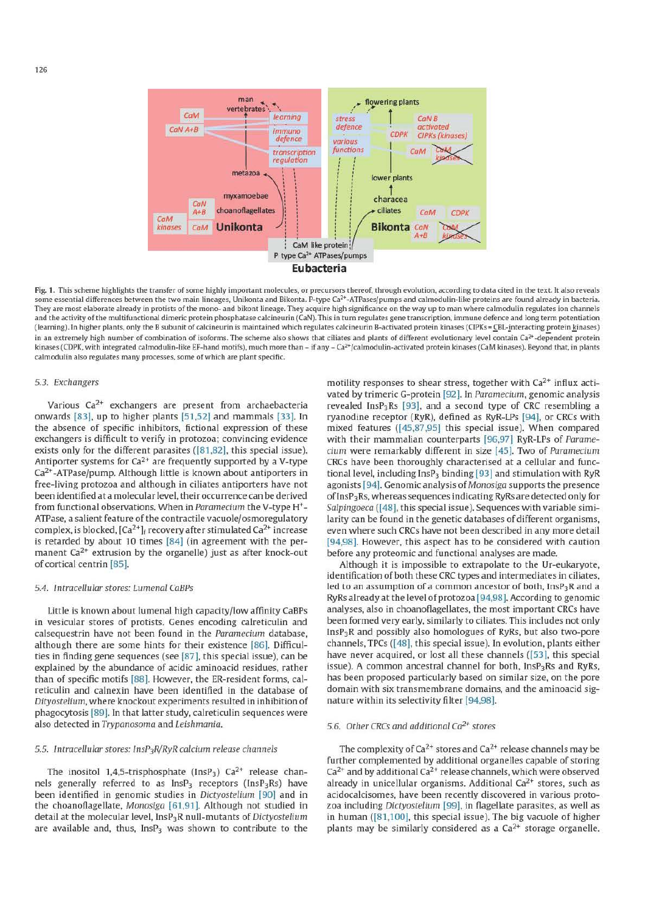**Fig. 1.** This scheme highlights the transfer of some highly important molecules, or precursors thereof, through evolution, according to data cited in the text. It also reveals some essential differences between the two main lineages, Unikonta and Bikonta. P-type $Ca^{2+}$-ATPases/pumps and calmodulin-like proteins are found already in bacteria. They are most elaborate already in protists of the mono- and bikont lineage. They acquire high significance on the way up to man where calmodulin regulates ion channels and the activity of the multifunctional dimeric protein phosphatase calcineurin (CaN). This in turn regulates gene transcription, immune defence and long term potentiation (learning). In higher plants, only the B subunit of calcineurin is maintained which regulates calcineurin B-activated protein kinases (CIPKs = CBL-interacting protein kinases) in an extremely high number of combination of isoforms. The scheme also shows that ciliates and plants of different evolutionary level contain $Ca^{2+}$-dependent protein kinases (CDPK, with integrated calmodulin-like EF-hand motifs), much more than – if any – $Ca^{2+}$/calmodulin-activated protein kinases (CaM kinases). Beyond that, in plants calmodulin also regulates many processes, some of which are plant specific.

### 5.3. Exchangers

Various $Ca^{2+}$ exchangers are present from archaebacteria onwards [83], up to higher plants [51,52] and mammals [33]. In the absence of specific inhibitors, fictional expression of these exchangers is difficult to verify in protozoa; convincing evidence exists only for the different parasites ([81,82], this special issue). Antiporter systems for $Ca^{2+}$ are frequently supported by a V-type $Ca^{2+}$-ATPase/pump. Although little is known about antiporters in free-living protozoa and although in ciliates antiporters have not been identified at a molecular level, their occurrence can be derived from functional observations. When in *Paramecium* the V-type $H^+$-ATPase, a salient feature of the contractile vacuole/osmoregulatory complex, is blocked, $[Ca^{2+}]_i$ recovery after stimulated $Ca^{2+}$ increase is retarded by about 10 times [84] (in agreement with the permanent $Ca^{2+}$ extrusion by the organelle) just as after knock-out of cortical centrin [85].

### 5.4. Intracellular stores: Lumenal CaBPs

Little is known about lumenal high capacity/low affinity CaBPs in vesicular stores of protists. Genes encoding calreticulin and calsequestrin have not been found in the *Paramecium* database, although there are some hints for their existence [86]. Difficulties in finding gene sequences (see [87], this special issue), can be explained by the abundance of acidic aminoacid residues, rather than of specific motifs [88]. However, the ER-resident forms, calreticulin and calnexin have been identified in the database of *Dictyostelium*, where knockout experiments resulted in inhibition of phagocytosis [89]. In that latter study, calreticulin sequences were also detected in *Trypanosoma* and *Leishmania*.

### 5.5. Intracellular stores: $InsP_3R$/RyR calcium release channels

The inositol 1,4,5-trisphosphate ($InsP_3$) $Ca^{2+}$ release channels generally referred to as $InsP_3$ receptors ($InsP_3Rs$) have been identified in genomic studies in *Dictyostelium* [90] and in the choanoflagellate, *Monosiga* [61,91]. Although not studied in detail at the molecular level, $InsP_3R$ null-mutants of *Dictyostelium* are available and, thus, $InsP_3$ was shown to contribute to the motility responses to shear stress, together with $Ca^{2+}$ influx activated by trimeric G-protein [92]. In *Paramecium*, genomic analysis revealed $InsP_3Rs$ [93], and a second type of CRC resembling a ryanodine receptor (RyR), defined as RyR-LPs [94], or CRCs with mixed features ([45,87,95] this special issue). When compared with their mammalian counterparts [96,97] RyR-LPs of *Paramecium* were remarkably different in size [45]. Two of *Paramecium* CRCs have been thoroughly characterised at a cellular and functional level, including $InsP_3$ binding [93] and stimulation with RyR agonists [94]. Genomic analysis of *Monosiga* supports the presence of $InsP_3Rs$, whereas sequences indicating RyRs are detected only for *Salpingoeca* ([48], this special issue). Sequences with variable similarity can be found in the genetic databases of different organisms, even where such CRCs have not been described in any more detail [94,98]. However, this aspect has to be considered with caution before any proteomic and functional analyses are made.

Although it is impossible to extrapolate to the Ur-eukaryote, identification of both these CRC types and intermediates in ciliates, led to an assumption of a common ancestor of both, $InsP_3R$ and a RyRs already at the level of protozoa [94,98]. According to genomic analyses, also in choanoflagellates, the most important CRCs have been formed very early, similarly to ciliates. This includes not only $InsP_3R$ and possibly also homologues of RyRs, but also two-pore channels, TPCs ([48], this special issue). In evolution, plants either have never acquired, or lost all these channels ([53], this special issue). A common ancestral channel for both, $InsP_3Rs$ and RyRs, has been proposed particularly based on similar size, on the pore domain with six transmembrane domains, and the aminoacid signature within its selectivity filter [94,98].

### 5.6. Other CRCs and additional $Ca^{2+}$ stores

The complexity of $Ca^{2+}$ stores and $Ca^{2+}$ release channels may be further complemented by additional organelles capable of storing $Ca^{2+}$ and by additional $Ca^{2+}$ release channels, which were observed already in unicellular organisms. Additional $Ca^{2+}$ stores, such as acidocalcisomes, have been recently discovered in various protozoa including *Dictyostelium* [99], in flagellate parasites, as well as in human ([81,100], this special issue). The big vacuole of higher plants may be similarly considered as a $Ca^{2+}$ storage organelle.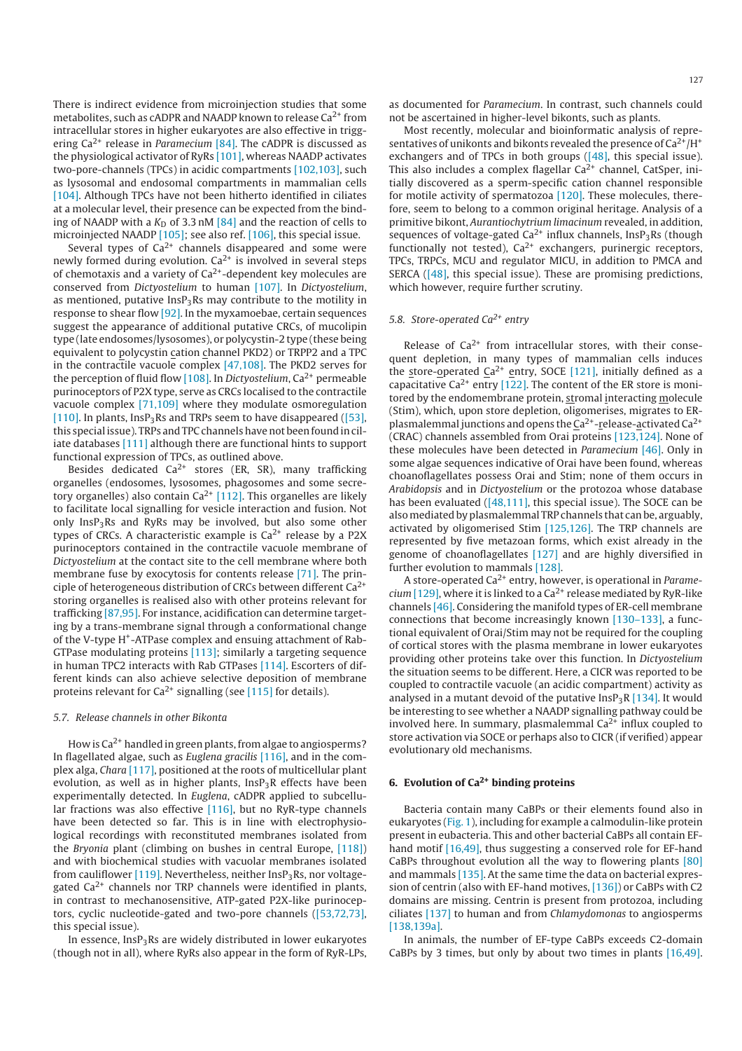There is indirect evidence from microinjection studies that some metabolites, such as cADPR and NAADP known to release $Ca^{2+}$ from intracellular stores in higher eukaryotes are also effective in triggering $Ca^{2+}$ release in *Paramecium* [84]. The cADPR is discussed as the physiological activator of RyRs [101], whereas NAADP activates two-pore-channels (TPCs) in acidic compartments [102,103], such as lysosomal and endosomal compartments in mammalian cells [104]. Although TPCs have not been hitherto identified in ciliates at a molecular level, their presence can be expected from the binding of NAADP with a $K_D$ of 3.3 nM [84] and the reaction of cells to microinjected NAADP [105]; see also ref. [106], this special issue.

Several types of $Ca^{2+}$ channels disappeared and some were newly formed during evolution. $Ca^{2+}$ is involved in several steps of chemotaxis and a variety of $Ca^{2+}$-dependent key molecules are conserved from *Dictyostelium* to human [107]. In *Dictyostelium*, as mentioned, putative $InsP_3Rs$ may contribute to the motility in response to shear flow [92]. In the myxamoebae, certain sequences suggest the appearance of additional putative CRCs, of mucolipin type (late endosomes/lysosomes), or polycystin-2 type (these being equivalent to polycystin cation channel PKD2) or TRPP2 and a TPC in the contractile vacuole complex [47,108]. The PKD2 serves for the perception of fluid flow [108]. In *Dictyostelium*, $Ca^{2+}$ permeable purinoceptors of P2X type, serve as CRCs localised to the contractile vacuole complex [71,109] where they modulate osmoregulation [110]. In plants, $InsP_3Rs$ and TRPs seem to have disappeared ([53], this special issue). TRPs and TPC channels have not been found in ciliate databases [111] although there are functional hints to support functional expression of TPCs, as outlined above.

Besides dedicated $Ca^{2+}$ stores (ER, SR), many trafficking organelles (endosomes, lysosomes, phagosomes and some secretory organelles) also contain $Ca^{2+}$ [112]. This organelles are likely to facilitate local signalling for vesicle interaction and fusion. Not only $InsP_3Rs$ and RyRs may be involved, but also some other types of CRCs. A characteristic example is $Ca^{2+}$ release by a P2X purinoceptors contained in the contractile vacuole membrane of *Dictyostelium* at the contact site to the cell membrane where both membrane fuse by exocytosis for contents release [71]. The principle of heterogeneous distribution of CRCs between different $Ca^{2+}$ storing organelles is realised also with other proteins relevant for trafficking [87,95]. For instance, acidification can determine targeting by a trans-membrane signal through a conformational change of the V-type $H^+$-ATPase complex and ensuing attachment of Rab-GTPase modulating proteins [113]; similarly a targeting sequence in human TPC2 interacts with Rab GTPases [114]. Escorters of different kinds can also achieve selective deposition of membrane proteins relevant for $Ca^{2+}$ signalling (see [115] for details).

### 5.7. Release channels in other Bikonta

How is $Ca^{2+}$ handled in green plants, from algae to angiosperms? In flagellated algae, such as *Euglena gracilis* [116], and in the complex alga, *Chara* [117], positioned at the roots of multicellular plant evolution, as well as in higher plants, $InsP_3R$ effects have been experimentally detected. In *Euglena*, cADPR applied to subcellular fractions was also effective [116], but no RyR-type channels have been detected so far. This is in line with electrophysiological recordings with reconstituted membranes isolated from the *Bryonia* plant (climbing on bushes in central Europe, [118]) and with biochemical studies with vacuolar membranes isolated from cauliflower [119]. Nevertheless, neither $InsP_3Rs$, nor voltage-gated $Ca^{2+}$ channels nor TRP channels were identified in plants, in contrast to mechanosensitive, ATP-gated P2X-like purinoceptors, cyclic nucleotide-gated and two-pore channels ([53,72,73], this special issue).

In essence, $InsP_3Rs$ are widely distributed in lower eukaryotes (though not in all), where RyRs also appear in the form of RyR-LPs, as documented for *Paramecium*. In contrast, such channels could not be ascertained in higher-level bikonts, such as plants.

Most recently, molecular and bioinformatic analysis of representatives of unikonts and bikonts revealed the presence of $Ca^{2+}/H^+$ exchangers and of TPCs in both groups ([48], this special issue). This also includes a complex flagellar $Ca^{2+}$ channel, CatSper, initially discovered as a sperm-specific cation channel responsible for motile activity of spermatozoa [120]. These molecules, therefore, seem to belong to a common original heritage. Analysis of a primitive bikont, *Aurantiochytrium limacinum* revealed, in addition, sequences of voltage-gated $Ca^{2+}$ influx channels, $InsP_3Rs$ (though functionally not tested), $Ca^{2+}$ exchangers, purinergic receptors, TPCs, TRPCs, MCU and regulator MICU, in addition to PMCA and SERCA ([48], this special issue). These are promising predictions, which however, require further scrutiny.

### 5.8. Store-operated $Ca^{2+}$ entry

Release of $Ca^{2+}$ from intracellular stores, with their consequent depletion, in many types of mammalian cells induces the store-operated $Ca^{2+}$ entry, SOCE [121], initially defined as a capacitative $Ca^{2+}$ entry [122]. The content of the ER store is monitored by the endomembrane protein, stromal interacting molecule (Stim), which, upon store depletion, oligomerises, migrates to ER-plasmalemmal junctions and opens the $Ca^{2+}$-release-activated $Ca^{2+}$ (CRAC) channels assembled from Orai proteins [123,124]. None of these molecules have been detected in *Paramecium* [46]. Only in some algae sequences indicative of Orai have been found, whereas choanoflagellates possess Orai and Stim; none of them occurs in *Arabidopsis* and in *Dictyostelium* or the protozoa whose database has been evaluated ([48,111], this special issue). The SOCE can be also mediated by plasmalemmal TRP channels that can be, arguably, activated by oligomerised Stim [125,126]. The TRP channels are represented by five metazoan forms, which exist already in the genome of choanoflagellates [127] and are highly diversified in further evolution to mammals [128].

A store-operated $Ca^{2+}$ entry, however, is operational in *Paramecium* [129], where it is linked to a $Ca^{2+}$ release mediated by RyR-like channels [46]. Considering the manifold types of ER-cell membrane connections that become increasingly known [130–133], a functional equivalent of Orai/Stim may not be required for the coupling of cortical stores with the plasma membrane in lower eukaryotes providing other proteins take over this function. In *Dictyostelium* the situation seems to be different. Here, a CICR was reported to be coupled to contractile vacuole (an acidic compartment) activity as analysed in a mutant devoid of the putative $InsP_3R$ [134]. It would be interesting to see whether a NAADP signalling pathway could be involved here. In summary, plasmalemmal $Ca^{2+}$ influx coupled to store activation via SOCE or perhaps also to CICR (if verified) appear evolutionary old mechanisms.

## 6. Evolution of $Ca^{2+}$ binding proteins

Bacteria contain many CaBPs or their elements found also in eukaryotes (Fig. 1), including for example a calmodulin-like protein present in eubacteria. This and other bacterial CaBPs all contain EF-hand motif [16,49], thus suggesting a conserved role for EF-hand CaBPs throughout evolution all the way to flowering plants [80] and mammals [135]. At the same time the data on bacterial expression of centrin (also with EF-hand motives, [136]) or CaBPs with C2 domains are missing. Centrin is present from protozoa, including ciliates [137] to human and from *Chlamydomonas* to angiosperms [138,139a].

In animals, the number of EF-type CaBPs exceeds C2-domain CaBPs by 3 times, but only by about two times in plants [16,49].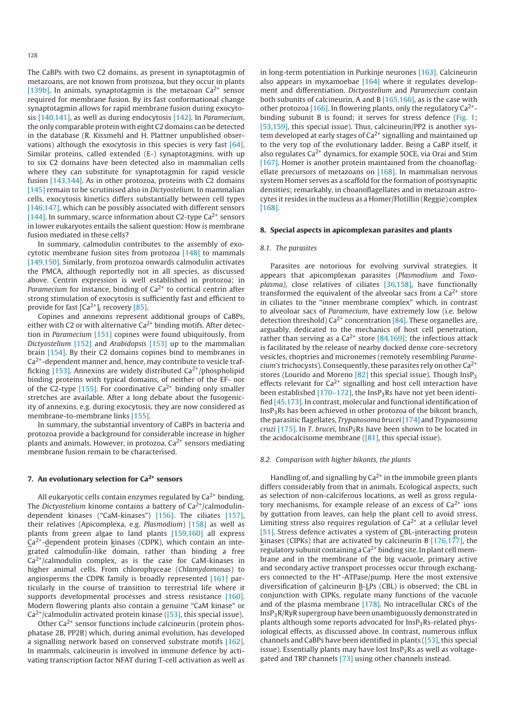The CaBPs with two C2 domains, as present in synaptotagmin of metazoans, are not known from protozoa, but they occur in plants [139b]. In animals, synaptotagmin is the metazoan $Ca^{2+}$ sensor required for membrane fusion. By its fast conformational change synaptotagmin allows for rapid membrane fusion during exocytosis [140,141], as well as during endocytosis [142]. In *Paramecium*, the only comparable protein with eight C2 domains can be detected in the database (R. Kissmehl and H. Plattner unpublished observations) although the exocytosis in this species is very fast [64]. Similar proteins, called extended (E-) synaptotagmins, with up to six C2 domains have been detected also in mammalian cells where they can substitute for synaptotagmin for rapid vesicle fusion [143,144]. As in other protozoa, proteins with C2 domains [145] remain to be scrutinised also in *Dictyostelium*. In mammalian cells, exocytosis kinetics differs substantially between cell types [146,147], which can be possibly associated with different sensors [144]. In summary, scarce information about C2-type $Ca^{2+}$ sensors in lower eukaryotes entails the salient question: How is membrane fusion mediated in these cells?

In summary, calmodulin contributes to the assembly of exocytotic membrane fusion sites from protozoa [148] to mammals [149,150]. Similarly, from protozoa onwards calmodulin activates the PMCA, although reportedly not in all species, as discussed above. Centrin expression is well established in protozoa; in *Paramecium* for instance, binding of $Ca^{2+}$ to cortical centrin after strong stimulation of exocytosis is sufficiently fast and efficient to provide for fast $[Ca^{2+}]_i$ recovery [85].

Copines and annexins represent additional groups of CaBPs, either with C2 or with alternative $Ca^{2+}$ binding motifs. After detection in *Paramecium* [151] copines were found ubiquitously, from *Dictyostelium* [152] and *Arabidopsis* [153] up to the mammalian brain [154]. By their C2 domains copines bind to membranes in $Ca^{2+}$-dependent manner and, hence, may contribute to vesicle trafficking [153]. Annexins are widely distributed $Ca^{2+}$/phospholipid binding proteins with typical domains, of neither of the EF- nor of the C2-type [155]. For coordinative $Ca^{2+}$ binding only smaller stretches are available. After a long debate about the fusogenicity of annexins, e.g. during exocytosis, they are now considered as membrane-to-membrane links [155].

In summary, the substantial inventory of CaBPs in bacteria and protozoa provide a background for considerable increase in higher plants and animals. However, in protozoa, $Ca^{2+}$ sensors mediating membrane fusion remain to be characterised.

## 7. An evolutionary selection for $Ca^{2+}$ sensors

All eukaryotic cells contain enzymes regulated by $Ca^{2+}$ binding. The *Dictyostelium* kinome contains a battery of $Ca^{2+}$/calmodulin-dependent kinases ("CaM-kinases") [156]. The ciliates [157], their relatives (Apicomplexa, e.g. *Plasmodium*) [158] as well as plants from green algae to land plants [159,160] all express $Ca^{2+}$-dependent protein kinases (CDPK), which contain an integrated calmodulin-like domain, rather than binding a free $Ca^{2+}$/calmodulin complex, as is the case for CaM-kinases in higher animal cells. From chlorophyceae (*Chlamydomonas*) to angiosperms the CDPK family is broadly represented [161] particularly in the course of transition to terrestrial life where it supports developmental processes and stress resistance [160]. Modern flowering plants also contain a genuine "CaM kinase" or $Ca^{2+}$/calmodulin activated protein kinase ([53], this special issue).

Other $Ca^{2+}$ sensor functions include calcineurin (protein phosphatase 2B, PP2B) which, during animal evolution, has developed a signalling network based on conserved substrate motifs [162]. In mammals, calcineurin is involved in immune defence by activating transcription factor NFAT during T-cell activation as well as in long-term potentiation in Purkinje neurones [163]. Calcineurin also appears in myxamoebae [164] where it regulates development and differentiation. *Dictyostelium* and *Paramecium* contain both subunits of calcineurin, A and B [165,166], as is the case with other protozoa [166]. In flowering plants, only the regulatory $Ca^{2+}$-binding subunit B is found; it serves for stress defence (Fig. 1; [53,159], this special issue). Thus, calcineurin/PP2 is another system developed at early stages of $Ca^{2+}$ signalling and maintained up to the very top of the evolutionary ladder. Being a CaBP itself, it also regulates $Ca^{2+}$ dynamics, for example SOCE, via Orai and Stim [167]. Homer is another protein maintained from the choanoflagellate precursors of metazoans on [168]. In mammalian nervous system Homer serves as a scaffold for the formation of postsynaptic densities; remarkably, in choanoflagellates and in metazoan astrocytes it resides in the nucleus as a Homer/Flotillin (Reggie) complex [168].

## 8. Special aspects in apicomplexan parasites and plants

### 8.1. The parasites

Parasites are notorious for evolving survival strategies. It appears that apicomplexan parasites (*Plasmodium* and *Toxoplasma*), close relatives of ciliates [36,158], have functionally transformed the equivalent of the alveolar sacs from a $Ca^{2+}$ store in ciliates to the "inner membrane complex" which, in contrast to alveolar sacs of *Paramecium*, have extremely low (i.e. below detection threshold) $Ca^{2+}$ concentration [84]. These organelles are, arguably, dedicated to the mechanics of host cell penetration, rather than serving as a $Ca^{2+}$ store [84,169]; the infectious attack is facilitated by the release of nearby docked dense core-secretory vesicles, rhoptries and micronemes (remotely resembling *Paramecium's* trichocysts). Consequently, these parasites rely on other $Ca^{2+}$ stores (Lourido and Moreno [82] this special issue). Though $InsP_3$ effects relevant for $Ca^{2+}$ signalling and host cell interaction have been established [170–172], the $InsP_3$Rs have not yet been identified [45,173]. In contrast, molecular and functional identification of $InsP_3$Rs has been achieved in other protozoa of the bikont branch, the parasitic flagellates, *Trypanosoma brucei* [174] and *Trypanosoma cruzi* [175]. In *T. brucei*, $InsP_3$Rs have been shown to be located in the acidocalcisome membrane ([81], this special issue).

### 8.2. Comparison with higher bikonts, the plants

Handling of, and signalling by $Ca^{2+}$ in the immobile green plants differs considerably from that in animals. Ecological aspects, such as selection of non-calciferous locations, as well as gross regulatory mechanisms, for example release of an excess of $Ca^{2+}$ ions by guttation from leaves, can help the plant cell to avoid stress. Limiting stress also requires regulation of $Ca^{2+}$ at a cellular level [51]. Stress defence activates a system of CBL-interacting protein kinases (CIPKs) that are activated by calcineurin B [176,177], the regulatory subunit containing a $Ca^{2+}$ binding site. In plant cell membrane and in the membrane of the big vacuole, primary active and secondary active transport processes occur through exchangers connected to the $H^+$-ATPase/pump. Here the most extensive diversification of calcineurin B-LPs (CBL) is observed; the CBL in conjunction with CIPKs, regulate many functions of the vacuole and of the plasma membrane [178]. No intracellular CRCs of the $InsP_3$R/RyR supergroup have been unambiguously demonstrated in plants although some reports advocated for $InsP_3$Rs-related physiological effects, as discussed above. In contrast, numerous influx channels and CaBPs have been identified in plants ([53], this special issue). Essentially plants may have lost $InsP_3$Rs as well as voltage-gated and TRP channels [73] using other channels instead.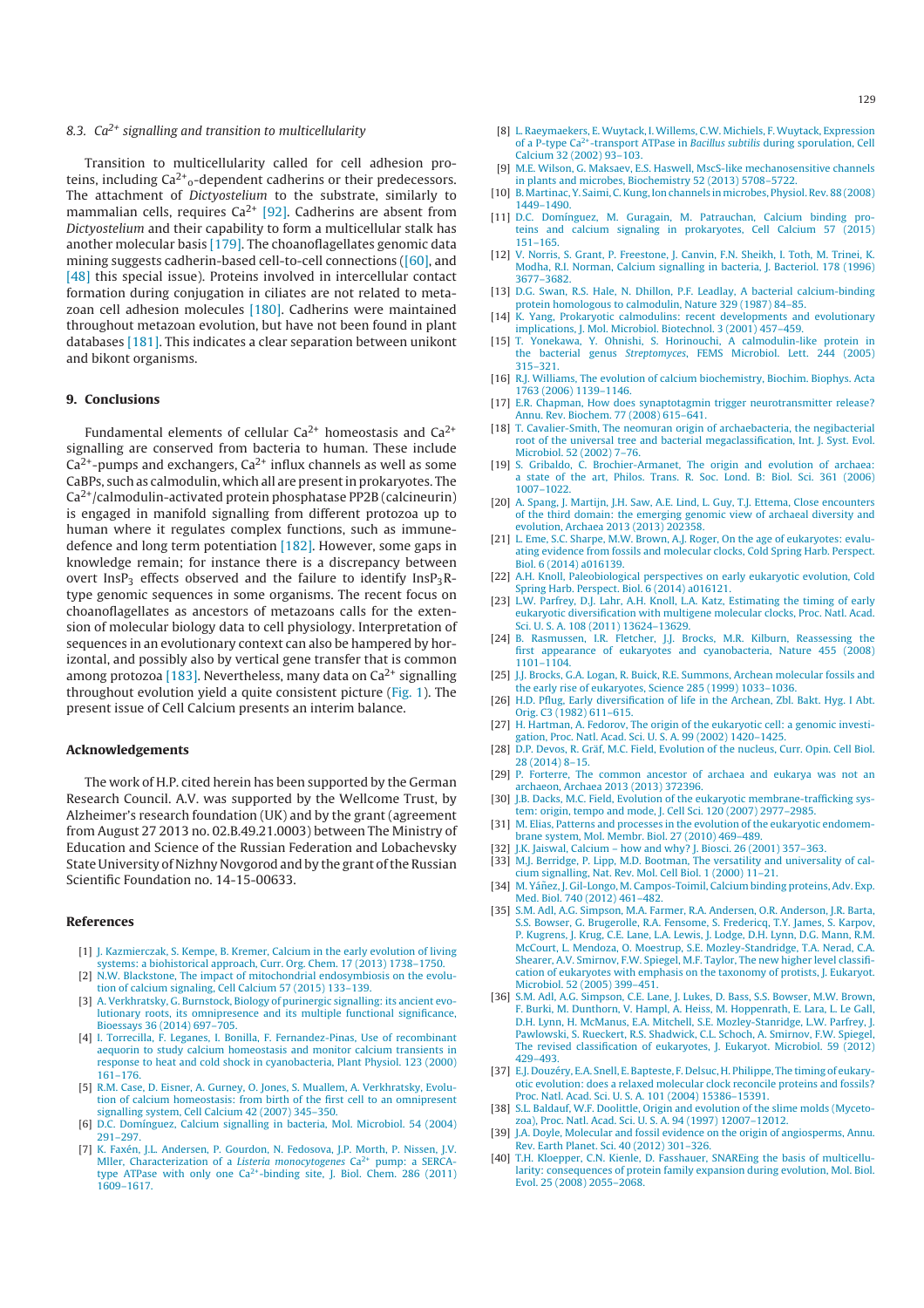### 8.3. $Ca^{2+}$ signalling and transition to multicellularity

Transition to multicellularity called for cell adhesion proteins, including $Ca^{2+}{}_o$-dependent cadherins or their predecessors. The attachment of *Dictyostelium* to the substrate, similarly to mammalian cells, requires $Ca^{2+}$ [92]. Cadherins are absent from *Dictyostelium* and their capability to form a multicellular stalk has another molecular basis [179]. The choanoflagellates genomic data mining suggests cadherin-based cell-to-cell connections ([60], and [48] this special issue). Proteins involved in intercellular contact formation during conjugation in ciliates are not related to metazoan cell adhesion molecules [180]. Cadherins were maintained throughout metazoan evolution, but have not been found in plant databases [181]. This indicates a clear separation between unikont and bikont organisms.

## 9. Conclusions

Fundamental elements of cellular $Ca^{2+}$ homeostasis and $Ca^{2+}$ signalling are conserved from bacteria to human. These include $Ca^{2+}$-pumps and exchangers, $Ca^{2+}$ influx channels as well as some CaBPs, such as calmodulin, which all are present in prokaryotes. The $Ca^{2+}$/calmodulin-activated protein phosphatase PP2B (calcineurin) is engaged in manifold signalling from different protozoa up to human where it regulates complex functions, such as immune-defence and long term potentiation [182]. However, some gaps in knowledge remain; for instance there is a discrepancy between overt $InsP_3$ effects observed and the failure to identify $InsP_3$R-type genomic sequences in some organisms. The recent focus on choanoflagellates as ancestors of metazoans calls for the extension of molecular biology data to cell physiology. Interpretation of sequences in an evolutionary context can also be hampered by horizontal, and possibly also by vertical gene transfer that is common among protozoa [183]. Nevertheless, many data on $Ca^{2+}$ signalling throughout evolution yield a quite consistent picture (Fig. 1). The present issue of Cell Calcium presents an interim balance.

## Acknowledgements

The work of H.P. cited herein has been supported by the German Research Council. A.V. was supported by the Wellcome Trust, by Alzheimer's research foundation (UK) and by the grant (agreement from August 27 2013 no. 02.B.49.21.0003) between The Ministry of Education and Science of the Russian Federation and Lobachevsky State University of Nizhny Novgorod and by the grant of the Russian Scientific Foundation no. 14-15-00633.

## References

[1] J. Kazmierczak, S. Kempe, B. Kremer, Calcium in the early evolution of living systems: a biohistorical approach, Curr. Org. Chem. 17 (2013) 1738–1750.

[2] N.W. Blackstone, The impact of mitochondrial endosymbiosis on the evolution of calcium signaling, Cell Calcium 57 (2015) 133–139.

[3] A. Verkhratsky, G. Burnstock, Biology of purinergic signalling: its ancient evolutionary roots, its omnipresence and its multiple functional significance, Bioessays 36 (2014) 697–705.

[4] I. Torrecilla, F. Leganes, I. Bonilla, F. Fernandez-Pinas, Use of recombinant aequorin to study calcium homeostasis and monitor calcium transients in response to heat and cold shock in cyanobacteria, Plant Physiol. 123 (2000) 161–176.

[5] R.M. Case, D. Eisner, A. Gurney, O. Jones, S. Muallem, A. Verkhratsky, Evolution of calcium homeostasis: from birth of the first cell to an omnipresent signalling system, Cell Calcium 42 (2007) 345–350.

[6] D.C. Domínguez, Calcium signalling in bacteria, Mol. Microbiol. 54 (2004) 291–297.

[7] K. Faxén, J.L. Andersen, P. Gourdon, N. Fedosova, J.P. Morth, P. Nissen, J.V. Mller, Characterization of a *Listeria monocytogenes* $Ca^{2+}$ pump: a SERCA-type ATPase with only one $Ca^{2+}$-binding site, J. Biol. Chem. 286 (2011) 1609–1617.

[8] L. Raeymaekers, E. Wuytack, I. Willems, C.W. Michiels, F. Wuytack, Expression of a P-type $Ca^{2+}$-transport ATPase in *Bacillus subtilis* during sporulation, Cell Calcium 32 (2002) 93–103.

[9] M.E. Wilson, G. Maksaev, E.S. Haswell, MscS-like mechanosensitive channels in plants and microbes, Biochemistry 52 (2013) 5708–5722.

[10] B. Martinac, Y. Saimi, C. Kung, Ion channels in microbes, Physiol. Rev. 88 (2008) 1449–1490.

[11] D.C. Domínguez, M. Guragain, M. Patrauchan, Calcium binding proteins and calcium signaling in prokaryotes, Cell Calcium 57 (2015) 151–165.

[12] V. Norris, S. Grant, P. Freestone, J. Canvin, F.N. Sheikh, I. Toth, M. Trinei, K. Modha, R.I. Norman, Calcium signalling in bacteria, J. Bacteriol. 178 (1996) 3677–3682.

[13] D.G. Swan, R.S. Hale, N. Dhillon, P.F. Leadlay, A bacterial calcium-binding protein homologous to calmodulin, Nature 329 (1987) 84–85.

[14] K. Yang, Prokaryotic calmodulins: recent developments and evolutionary implications, J. Mol. Microbiol. Biotechnol. 3 (2001) 457–459.

[15] T. Yonekawa, Y. Ohnishi, S. Horinouchi, A calmodulin-like protein in the bacterial genus *Streptomyces*, FEMS Microbiol. Lett. 244 (2005) 315–321.

[16] R.J. Williams, The evolution of calcium biochemistry, Biochim. Biophys. Acta 1763 (2006) 1139–1146.

[17] E.R. Chapman, How does synaptotagmin trigger neurotransmitter release? Annu. Rev. Biochem. 77 (2008) 615–641.

[18] T. Cavalier-Smith, The neomuran origin of archaebacteria, the negibacterial root of the universal tree and bacterial megaclassification, Int. J. Syst. Evol. Microbiol. 52 (2002) 7–76.

[19] S. Gribaldo, C. Brochier-Armanet, The origin and evolution of archaea: a state of the art, Philos. Trans. R. Soc. Lond. B: Biol. Sci. 361 (2006) 1007–1022.

[20] A. Spang, J. Martijn, J.H. Saw, A.E. Lind, L. Guy, T.J. Ettema, Close encounters of the third domain: the emerging genomic view of archaeal diversity and evolution, Archaea 2013 (2013) 202358.

[21] L. Eme, S.C. Sharpe, M.W. Brown, A.J. Roger, On the age of eukaryotes: evaluating evidence from fossils and molecular clocks, Cold Spring Harb. Perspect. Biol. 6 (2014) a016139.

[22] A.H. Knoll, Paleobiological perspectives on early eukaryotic evolution, Cold Spring Harb. Perspect. Biol. 6 (2014) a016121.

[23] L.W. Parfrey, D.J. Lahr, A.H. Knoll, L.A. Katz, Estimating the timing of early eukaryotic diversification with multigene molecular clocks, Proc. Natl. Acad. Sci. U. S. A. 108 (2011) 13624–13629.

[24] B. Rasmussen, I.R. Fletcher, J.J. Brocks, M.R. Kilburn, Reassessing the first appearance of eukaryotes and cyanobacteria, Nature 455 (2008) 1101–1104.

[25] J.J. Brocks, G.A. Logan, R. Buick, R.E. Summons, Archean molecular fossils and the early rise of eukaryotes, Science 285 (1999) 1033–1036.

[26] H.D. Pflug, Early diversification of life in the Archean, Zbl. Bakt. Hyg. I Abt. Orig. C3 (1982) 611–615.

[27] H. Hartman, A. Fedorov, The origin of the eukaryotic cell: a genomic investigation, Proc. Natl. Acad. Sci. U. S. A. 99 (2002) 1420–1425.

[28] D.P. Devos, R. Gräf, M.C. Field, Evolution of the nucleus, Curr. Opin. Cell Biol. 28 (2014) 8–15.

[29] P. Forterre, The common ancestor of archaea and eukarya was not an archaeon, Archaea 2013 (2013) 372396.

[30] J.B. Dacks, M.C. Field, Evolution of the eukaryotic membrane-trafficking system: origin, tempo and mode, J. Cell Sci. 120 (2007) 2977–2985.

[31] M. Elias, Patterns and processes in the evolution of the eukaryotic endomembrane system, Mol. Membr. Biol. 27 (2010) 469–489.

[32] J.K. Jaiswal, Calcium – how and why? J. Biosci. 26 (2001) 357–363.

[33] M.J. Berridge, P. Lipp, M.D. Bootman, The versatility and universality of calcium signalling, Nat. Rev. Mol. Cell Biol. 1 (2000) 11–21.

[34] M. Yáñez, J. Gil-Longo, M. Campos-Toimil, Calcium binding proteins, Adv. Exp. Med. Biol. 740 (2012) 461–482.

[35] S.M. Adl, A.G. Simpson, M.A. Farmer, R.A. Andersen, O.R. Anderson, J.R. Barta, S.S. Bowser, G. Brugerolle, R.A. Fensome, S. Fredericq, T.Y. James, S. Karpov, P. Kugrens, J. Krug, C.E. Lane, L.A. Lewis, J. Lodge, D.H. Lynn, D.G. Mann, R.M. McCourt, L. Mendoza, O. Moestrup, S.E. Mozley-Standridge, T.A. Nerad, C.A. Shearer, A.V. Smirnov, F.W. Spiegel, M.F. Taylor, The new higher level classification of eukaryotes with emphasis on the taxonomy of protists, J. Eukaryot. Microbiol. 52 (2005) 399–451.

[36] S.M. Adl, A.G. Simpson, C.E. Lane, J. Lukes, D. Bass, S.S. Bowser, M.W. Brown, F. Burki, M. Dunthorn, V. Hampl, A. Heiss, M. Hoppenrath, E. Lara, L. Le Gall, D.H. Lynn, H. McManus, E.A. Mitchell, S.E. Mozley-Stanridge, L.W. Parfrey, J. Pawlowski, S. Rueckert, R.S. Shadwick, C.L. Schoch, A. Smirnov, F.W. Spiegel, The revised classification of eukaryotes, J. Eukaryot. Microbiol. 59 (2012) 429–493.

[37] E.J. Douzéry, E.A. Snell, E. Bapteste, F. Delsuc, H. Philippe, The timing of eukaryotic evolution: does a relaxed molecular clock reconcile proteins and fossils? Proc. Natl. Acad. Sci. U. S. A. 101 (2004) 15386–15391.

[38] S.L. Baldauf, W.F. Doolittle, Origin and evolution of the slime molds (Mycetozoa), Proc. Natl. Acad. Sci. U. S. A. 94 (1997) 12007–12012.

[39] J.A. Doyle, Molecular and fossil evidence on the origin of angiosperms, Annu. Rev. Earth Planet. Sci. 40 (2012) 301–326.

[40] T.H. Kloepper, C.N. Kienle, D. Fasshauer, SNAREing the basis of multicellularity: consequences of protein family expansion during evolution, Mol. Biol. Evol. 25 (2008) 2055–2068.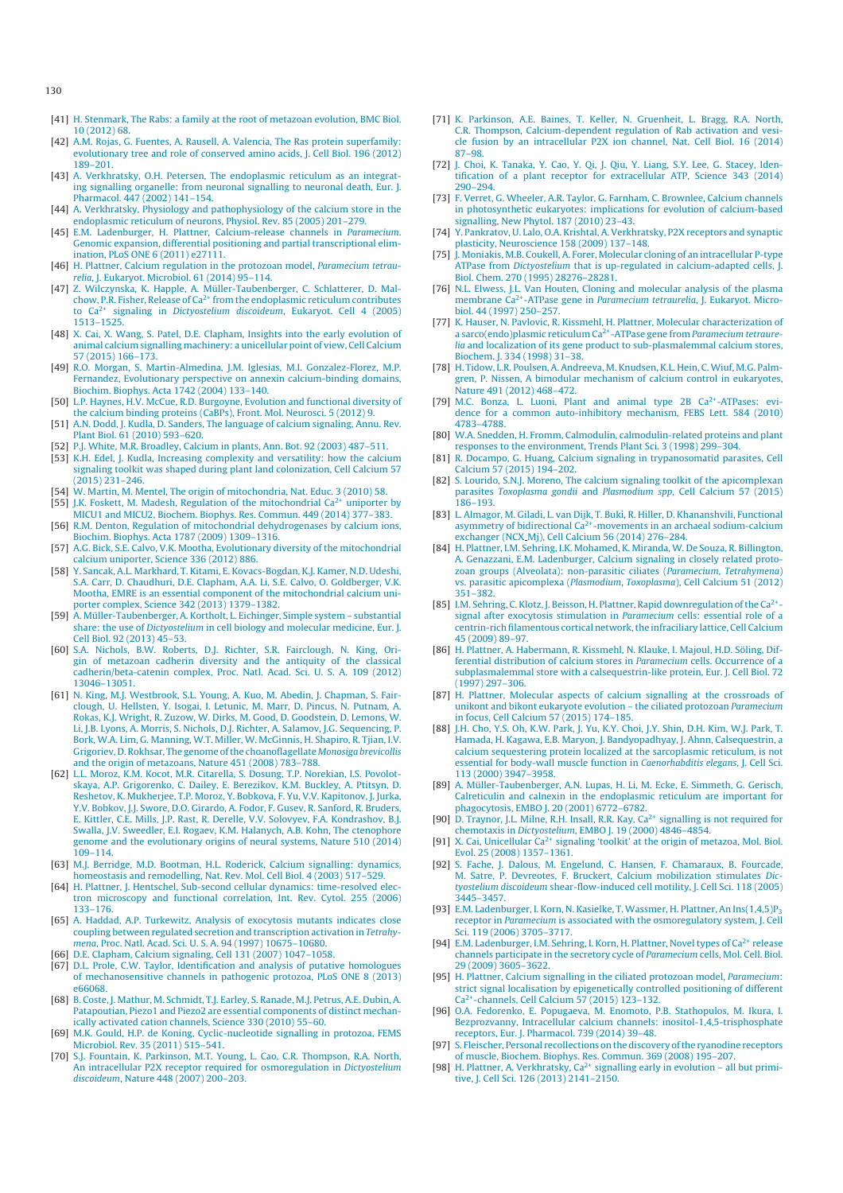[41] H. Stenmark, The Rabs: a family at the root of metazoan evolution, BMC Biol. 10 (2012) 68.

[42] A.M. Rojas, G. Fuentes, A. Rausell, A. Valencia, The Ras protein superfamily: evolutionary tree and role of conserved amino acids, J. Cell Biol. 196 (2012) 189–201.

[43] A. Verkhratsky, O.H. Petersen, The endoplasmic reticulum as an integrating signalling organelle: from neuronal signalling to neuronal death, Eur. J. Pharmacol. 447 (2002) 141–154.

[44] A. Verkhratsky, Physiology and pathophysiology of the calcium store in the endoplasmic reticulum of neurons, Physiol. Rev. 85 (2005) 201–279.

[45] E.M. Ladenburger, H. Plattner, Calcium-release channels in *Paramecium*. Genomic expansion, differential positioning and partial transcriptional elimination, PLoS ONE 6 (2011) e27111.

[46] H. Plattner, Calcium regulation in the protozoan model, *Paramecium tetraurelia*, J. Eukaryot. Microbiol. 61 (2014) 95–114.

[47] Z. Wilczynska, K. Happle, A. Müller-Taubenberger, C. Schlatterer, D. Malchow, P.R. Fisher, Release of $Ca^{2+}$ from the endoplasmic reticulum contributes to $Ca^{2+}$ signaling in *Dictyostelium discoideum*, Eukaryot. Cell 4 (2005) 1513–1525.

[48] X. Cai, X. Wang, S. Patel, D.E. Clapham, Insights into the early evolution of animal calcium signalling machinery: a unicellular point of view, Cell Calcium 57 (2015) 166–173.

[49] R.O. Morgan, S. Martin-Almedina, J.M. Iglesias, M.I. Gonzalez-Florez, M.P. Fernandez, Evolutionary perspective on annexin calcium-binding domains, Biochim. Biophys. Acta 1742 (2004) 133–140.

[50] L.P. Haynes, H.V. McCue, R.D. Burgoyne, Evolution and functional diversity of the calcium binding proteins (CaBPs), Front. Mol. Neurosci. 5 (2012) 9.

[51] A.N. Dodd, J. Kudla, D. Sanders, The language of calcium signaling, Annu. Rev. Plant Biol. 61 (2010) 593–620.

[52] P.J. White, M.R. Broadley, Calcium in plants, Ann. Bot. 92 (2003) 487–511.

[53] K.H. Edel, J. Kudla, Increasing complexity and versatility: how the calcium signaling toolkit was shaped during plant land colonization, Cell Calcium 57 (2015) 231–246.

[54] W. Martin, M. Mentel, The origin of mitochondria, Nat. Educ. 3 (2010) 58.

[55] J.K. Foskett, M. Madesh, Regulation of the mitochondrial $Ca^{2+}$ uniporter by MICU1 and MICU2, Biochem. Biophys. Res. Commun. 449 (2014) 377–383.

[56] R.M. Denton, Regulation of mitochondrial dehydrogenases by calcium ions, Biochim. Biophys. Acta 1787 (2009) 1309–1316.

[57] A.G. Bick, S.E. Calvo, V.K. Mootha, Evolutionary diversity of the mitochondrial calcium uniporter, Science 336 (2012) 886.

[58] Y. Sancak, A.L. Markhard, T. Kitami, E. Kovacs-Bogdan, K.J. Kamer, N.D. Udeshi, S.A. Carr, D. Chaudhuri, D.E. Clapham, A.A. Li, S.E. Calvo, O. Goldberger, V.K. Mootha, EMRE is an essential component of the mitochondrial calcium uniporter complex, Science 342 (2013) 1379–1382.

[59] A. Müller-Taubenberger, A. Kortholt, L. Eichinger, Simple system – substantial share: the use of *Dictyostelium* in cell biology and molecular medicine, Eur. J. Cell Biol. 92 (2013) 45–53.

[60] S.A. Nichols, B.W. Roberts, D.J. Richter, S.R. Fairclough, N. King, Origin of metazoan cadherin diversity and the antiquity of the classical cadherin/beta-catenin complex, Proc. Natl. Acad. Sci. U. S. A. 109 (2012) 13046–13051.

[61] N. King, M.J. Westbrook, S.L. Young, A. Kuo, M. Abedin, J. Chapman, S. Fairclough, U. Hellsten, Y. Isogai, I. Letunic, M. Marr, D. Pincus, N. Putnam, A. Rokas, K.J. Wright, R. Zuzow, W. Dirks, M. Good, D. Goodstein, D. Lemons, W. Li, J.B. Lyons, A. Morris, S. Nichols, D.J. Richter, A. Salamov, J.G. Sequencing, P. Bork, W.A. Lim, G. Manning, W.T. Miller, W. McGinnis, H. Shapiro, R. Tjian, I.V. Grigoriev, D. Rokhsar, The genome of the choanoflagellate *Monosiga brevicollis* and the origin of metazoans, Nature 451 (2008) 783–788.

[62] L.L. Moroz, K.M. Kocot, M.R. Citarella, S. Dosung, T.P. Norekian, I.S. Povolotskaya, A.P. Grigorenko, C. Dailey, E. Berezikov, K.M. Buckley, A. Ptitsyn, D. Reshetov, K. Mukherjee, T.P. Moroz, Y. Bobkova, F. Yu, V.V. Kapitonov, J. Jurka, Y.V. Bobkov, J.J. Swore, D.O. Girardo, A. Fodor, F. Gusev, R. Sanford, R. Bruders, E. Kittler, C.E. Mills, J.P. Rast, R. Derelle, V.V. Solovyev, F.A. Kondrashov, B.J. Swalla, J.V. Sweedler, E.I. Rogaev, K.M. Halanych, A.B. Kohn, The ctenophore genome and the evolutionary origins of neural systems, Nature 510 (2014) 109–114.

[63] M.J. Berridge, M.D. Bootman, H.L. Roderick, Calcium signalling: dynamics, homeostasis and remodelling, Nat. Rev. Mol. Cell Biol. 4 (2003) 517–529.

[64] H. Plattner, J. Hentschel, Sub-second cellular dynamics: time-resolved electron microscopy and functional correlation, Int. Rev. Cytol. 255 (2006) 133–176.

[65] A. Haddad, A.P. Turkewitz, Analysis of exocytosis mutants indicates close coupling between regulated secretion and transcription activation in *Tetrahymena*, Proc. Natl. Acad. Sci. U. S. A. 94 (1997) 10675–10680.

[66] D.E. Clapham, Calcium signaling, Cell 131 (2007) 1047–1058.

[67] D.L. Prole, C.W. Taylor, Identification and analysis of putative homologues of mechanosensitive channels in pathogenic protozoa, PLoS ONE 8 (2013) e66068.

[68] B. Coste, J. Mathur, M. Schmidt, T.J. Earley, S. Ranade, M.J. Petrus, A.E. Dubin, A. Patapoutian, Piezo1 and Piezo2 are essential components of distinct mechanically activated cation channels, Science 330 (2010) 55–60.

[69] M.K. Gould, H.P. de Koning, Cyclic-nucleotide signalling in protozoa, FEMS Microbiol. Rev. 35 (2011) 515–541.

[70] S.J. Fountain, K. Parkinson, M.T. Young, L. Cao, C.R. Thompson, R.A. North, An intracellular P2X receptor required for osmoregulation in *Dictyostelium discoideum*, Nature 448 (2007) 200–203.

[71] K. Parkinson, A.E. Baines, T. Keller, N. Gruenheit, L. Bragg, R.A. North, C.R. Thompson, Calcium-dependent regulation of Rab activation and vesicle fusion by an intracellular P2X ion channel, Nat. Cell Biol. 16 (2014) 87–98.

[72] J. Choi, K. Tanaka, Y. Cao, Y. Qi, J. Qiu, Y. Liang, S.Y. Lee, G. Stacey, Identification of a plant receptor for extracellular ATP, Science 343 (2014) 290–294.

[73] F. Verret, G. Wheeler, A.R. Taylor, G. Farnham, C. Brownlee, Calcium channels in photosynthetic eukaryotes: implications for evolution of calcium-based signalling, New Phytol. 187 (2010) 23–43.

[74] Y. Pankratov, U. Lalo, O.A. Krishtal, A. Verkhratsky, P2X receptors and synaptic plasticity, Neuroscience 158 (2009) 137–148.

[75] J. Moniakis, M.B. Coukell, A. Forer, Molecular cloning of an intracellular P-type ATPase from *Dictyostelium* that is up-regulated in calcium-adapted cells, J. Biol. Chem. 270 (1995) 28276–28281.

[76] N.L. Elwess, J.L. Van Houten, Cloning and molecular analysis of the plasma membrane $Ca^{2+}$-ATPase gene in *Paramecium tetraurelia*, J. Eukaryot. Microbiol. 44 (1997) 250–257.

[77] K. Hauser, N. Pavlovic, R. Kissmehl, H. Plattner, Molecular characterization of a sarco(endo)plasmic reticulum $Ca^{2+}$-ATPase gene from *Paramecium tetraurelia* and localization of its gene product to sub-plasmalemmal calcium stores, Biochem. J. 334 (1998) 31–38.

[78] H. Tidow, L.R. Poulsen, A. Andreeva, M. Knudsen, K.L. Hein, C. Wiuf, M.G. Palmgren, P. Nissen, A bimodular mechanism of calcium control in eukaryotes, Nature 491 (2012) 468–472.

[79] M.C. Bonza, L. Luoni, Plant and animal type 2B $Ca^{2+}$-ATPases: evidence for a common auto-inhibitory mechanism, FEBS Lett. 584 (2010) 4783–4788.

[80] W.A. Snedden, H. Fromm, Calmodulin, calmodulin-related proteins and plant responses to the environment, Trends Plant Sci. 3 (1998) 299–304.

[81] R. Docampo, G. Huang, Calcium signaling in trypanosomatid parasites, Cell Calcium 57 (2015) 194–202.

[82] S. Lourido, S.N.J. Moreno, The calcium signaling toolkit of the apicomplexan parasites *Toxoplasma gondii* and *Plasmodium spp*, Cell Calcium 57 (2015) 186–193.

[83] L. Almagor, M. Giladi, L. van Dijk, T. Buki, R. Hiller, D. Khananshvili, Functional asymmetry of bidirectional $Ca^{2+}$-movements in an archaeal sodium-calcium exchanger (NCX_Mj), Cell Calcium 56 (2014) 276–284.

[84] H. Plattner, I.M. Sehring, I.K. Mohamed, K. Miranda, W. De Souza, R. Billington, A. Genazzani, E.M. Ladenburger, Calcium signaling in closely related protozoan groups (Alveolata): non-parasitic ciliates (*Paramecium*, *Tetrahymena*) vs. parasitic apicomplexa (*Plasmodium*, *Toxoplasma*), Cell Calcium 51 (2012) 351–382.

[85] I.M. Sehring, C. Klotz, J. Beisson, H. Plattner, Rapid downregulation of the $Ca^{2+}$-signal after exocytosis stimulation in *Paramecium* cells: essential role of a centrin-rich filamentous cortical network, the infraciliary lattice, Cell Calcium 45 (2009) 89–97.

[86] H. Plattner, A. Habermann, R. Kissmehl, N. Klauke, I. Majoul, H.D. Söling, Differential distribution of calcium stores in *Paramecium* cells. Occurrence of a subplasmalemmal store with a calsequestrin-like protein, Eur. J. Cell Biol. 72 (1997) 297–306.

[87] H. Plattner, Molecular aspects of calcium signalling at the crossroads of unikont and bikont eukaryote evolution – the ciliated protozoan *Paramecium* in focus, Cell Calcium 57 (2015) 174–185.

[88] J.H. Cho, Y.S. Oh, K.W. Park, J. Yu, K.Y. Choi, J.Y. Shin, D.H. Kim, W.J. Park, T. Hamada, H. Kagawa, E.B. Maryon, J. Bandyopadhyay, J. Ahnn, Calsequestrin, a calcium sequestering protein localized at the sarcoplasmic reticulum, is not essential for body-wall muscle function in *Caenorhabditis elegans*, J. Cell Sci. 113 (2000) 3947–3958.

[89] A. Müller-Taubenberger, A.N. Lupas, H. Li, M. Ecke, E. Simmeth, G. Gerisch, Calreticulin and calnexin in the endoplasmic reticulum are important for phagocytosis, EMBO J. 20 (2001) 6772–6782.

[90] D. Traynor, J.L. Milne, R.H. Insall, R.R. Kay, $Ca^{2+}$ signalling is not required for chemotaxis in *Dictyostelium*, EMBO J. 19 (2000) 4846–4854.

[91] X. Cai, Unicellular $Ca^{2+}$ signaling 'toolkit' at the origin of metazoa, Mol. Biol. Evol. 25 (2008) 1357–1361.

[92] S. Fache, J. Dalous, M. Engelund, C. Hansen, F. Chamaraux, B. Fourcade, M. Satre, P. Devreotes, F. Bruckert, Calcium mobilization stimulates *Dictyostelium discoideum* shear-flow-induced cell motility, J. Cell Sci. 118 (2005) 3445–3457.

[93] E.M. Ladenburger, I. Korn, N. Kasielke, T. Wassmer, H. Plattner, An $Ins(1,4,5)P_3$ receptor in *Paramecium* is associated with the osmoregulatory system, J. Cell Sci. 119 (2006) 3705–3717.

[94] E.M. Ladenburger, I.M. Sehring, I. Korn, H. Plattner, Novel types of $Ca^{2+}$ release channels participate in the secretory cycle of *Paramecium* cells, Mol. Cell. Biol. 29 (2009) 3605–3622.

[95] H. Plattner, Calcium signalling in the ciliated protozoan model, *Paramecium*: strict signal localisation by epigenetically controlled positioning of different $Ca^{2+}$-channels, Cell Calcium 57 (2015) 123–132.

[96] O.A. Fedorenko, E. Popugaeva, M. Enomoto, P.B. Stathopulos, M. Ikura, I. Bezprozvanny, Intracellular calcium channels: inositol-1,4,5-trisphosphate receptors, Eur. J. Pharmacol. 739 (2014) 39–48.

[97] S. Fleischer, Personal recollections on the discovery of the ryanodine receptors of muscle, Biochem. Biophys. Res. Commun. 369 (2008) 195–207.

[98] H. Plattner, A. Verkhratsky, $Ca^{2+}$ signalling early in evolution – all but primitive, J. Cell Sci. 126 (2013) 2141–2150.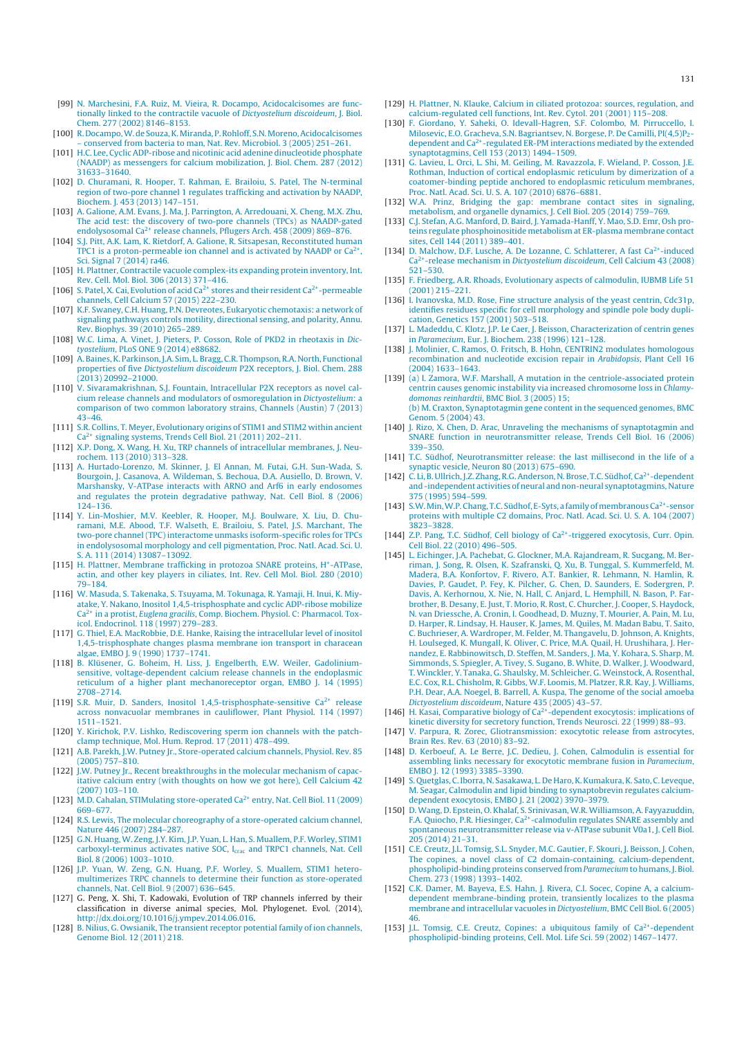[99] N. Marchesini, F.A. Ruiz, M. Vieira, R. Docampo, Acidocalcisomes are functionally linked to the contractile vacuole of *Dictyostelium discoideum*, J. Biol. Chem. 277 (2002) 8146–8153.

[100] R. Docampo, W. de Souza, K. Miranda, P. Rohloff, S.N. Moreno, Acidocalcisomes – conserved from bacteria to man, Nat. Rev. Microbiol. 3 (2005) 251–261.

[101] H.C. Lee, Cyclic ADP-ribose and nicotinic acid adenine dinucleotide phosphate (NAADP) as messengers for calcium mobilization, J. Biol. Chem. 287 (2012) 31633–31640.

[102] D. Churamani, R. Hooper, T. Rahman, E. Brailoiu, S. Patel, The N-terminal region of two-pore channel 1 regulates trafficking and activation by NAADP, Biochem. J. 453 (2013) 147–151.

[103] A. Galione, A.M. Evans, J. Ma, J. Parrington, A. Arredouani, X. Cheng, M.X. Zhu, The acid test: the discovery of two-pore channels (TPCs) as NAADP-gated endolysosomal $Ca^{2+}$ release channels, Pflugers Arch. 458 (2009) 869–876.

[104] S.J. Pitt, A.K. Lam, K. Rietdorf, A. Galione, R. Sitsapesan, Reconstituted human TPC1 is a proton-permeable ion channel and is activated by NAADP or $Ca^{2+}$, Sci. Signal 7 (2014) ra46.

[105] H. Plattner, Contractile vacuole complex-its expanding protein inventory, Int. Rev. Cell. Mol. Biol. 306 (2013) 371–416.

[106] S. Patel, X. Cai, Evolution of acid $Ca^{2+}$ stores and their resident $Ca^{2+}$-permeable channels, Cell Calcium 57 (2015) 222–230.

[107] K.F. Swaney, C.H. Huang, P.N. Devreotes, Eukaryotic chemotaxis: a network of signaling pathways controls motility, directional sensing, and polarity, Annu. Rev. Biophys. 39 (2010) 265–289.

[108] W.C. Lima, A. Vinet, J. Pieters, P. Cosson, Role of PKD2 in rheotaxis in *Dictyostelium*, PLoS ONE 9 (2014) e88682.

[109] A. Baines, K. Parkinson, J.A. Sim, L. Bragg, C.R. Thompson, R.A. North, Functional properties of five *Dictyostelium discoideum* P2X receptors, J. Biol. Chem. 288 (2013) 20992–21000.

[110] V. Sivaramakrishnan, S.J. Fountain, Intracellular P2X receptors as novel calcium release channels and modulators of osmoregulation in *Dictyostelium*: a comparison of two common laboratory strains, Channels (Austin) 7 (2013) 43–46.

[111] S.R. Collins, T. Meyer, Evolutionary origins of STIM1 and STIM2 within ancient $Ca^{2+}$ signaling systems, Trends Cell Biol. 21 (2011) 202–211.

[112] X.P. Dong, X. Wang, H. Xu, TRP channels of intracellular membranes, J. Neurochem. 113 (2010) 313–328.

[113] A. Hurtado-Lorenzo, M. Skinner, J. El Annan, M. Futai, G.H. Sun-Wada, S. Bourgoin, J. Casanova, A. Wildeman, S. Bechoua, D.A. Ausiello, D. Brown, V. Marshansky, V-ATPase interacts with ARNO and Arf6 in early endosomes and regulates the protein degradative pathway, Nat. Cell Biol. 8 (2006) 124–136.

[114] Y. Lin-Moshier, M.V. Keebler, R. Hooper, M.J. Boulware, X. Liu, D. Churamani, M.E. Abood, T.F. Walseth, E. Brailoiu, S. Patel, J.S. Marchant, The two-pore channel (TPC) interactome unmasks isoform-specific roles for TPCs in endolysosomal morphology and cell pigmentation, Proc. Natl. Acad. Sci. U. S. A. 111 (2014) 13087–13092.

[115] H. Plattner, Membrane trafficking in protozoa SNARE proteins, $H^+$-ATPase, actin, and other key players in ciliates, Int. Rev. Cell Mol. Biol. 280 (2010) 79–184.

[116] W. Masuda, S. Takenaka, S. Tsuyama, M. Tokunaga, R. Yamaji, H. Inui, K. Miyatake, Y. Nakano, Inositol 1,4,5-trisphosphate and cyclic ADP-ribose mobilize $Ca^{2+}$ in a protist, *Euglena gracilis*, Comp. Biochem. Physiol. C: Pharmacol. Toxicol. Endocrinol. 118 (1997) 279–283.

[117] G. Thiel, E.A. MacRobbie, D.E. Hanke, Raising the intracellular level of inositol 1,4,5-trisphosphate changes plasma membrane ion transport in characean algae, EMBO J. 9 (1990) 1737–1741.

[118] B. Klüsener, G. Boheim, H. Liss, J. Engelberth, E.W. Weiler, Gadolinium-sensitive, voltage-dependent calcium release channels in the endoplasmic reticulum of a higher plant mechanoreceptor organ, EMBO J. 14 (1995) 2708–2714.

[119] S.R. Muir, D. Sanders, Inositol 1,4,5-trisphosphate-sensitive $Ca^{2+}$ release across nonvacuolar membranes in cauliflower, Plant Physiol. 114 (1997) 1511–1521.

[120] Y. Kirichok, P.V. Lishko, Rediscovering sperm ion channels with the patch-clamp technique, Mol. Hum. Reprod. 17 (2011) 478–499.

[121] A.B. Parekh, J.W. Putney Jr., Store-operated calcium channels, Physiol. Rev. 85 (2005) 757–810.

[122] J.W. Putney Jr., Recent breakthroughs in the molecular mechanism of capacitative calcium entry (with thoughts on how we got here), Cell Calcium 42 (2007) 103–110.

[123] M.D. Cahalan, STIMulating store-operated $Ca^{2+}$ entry, Nat. Cell Biol. 11 (2009) 669–677.

[124] R.S. Lewis, The molecular choreography of a store-operated calcium channel, Nature 446 (2007) 284–287.

[125] G.N. Huang, W. Zeng, J.Y. Kim, J.P. Yuan, L. Han, S. Muallem, P.F. Worley, STIM1 carboxyl-terminus activates native SOC, $I_{crac}$ and TRPC1 channels, Nat. Cell Biol. 8 (2006) 1003–1010.

[126] J.P. Yuan, W. Zeng, G.N. Huang, P.F. Worley, S. Muallem, STIM1 heteromultimerizes TRPC channels to determine their function as store-operated channels, Nat. Cell Biol. 9 (2007) 636–645.

[127] G. Peng, X. Shi, T. Kadowaki, Evolution of TRP channels inferred by their classification in diverse animal species, Mol. Phylogenet. Evol. (2014), http://dx.doi.org/10.1016/j.ympev.2014.06.016.

[128] B. Nilius, G. Owsianik, The transient receptor potential family of ion channels, Genome Biol. 12 (2011) 218.

[129] H. Plattner, N. Klauke, Calcium in ciliated protozoa: sources, regulation, and calcium-regulated cell functions, Int. Rev. Cytol. 201 (2001) 115–208.

[130] F. Giordano, Y. Saheki, O. Idevall-Hagren, S.F. Colombo, M. Pirruccello, I. Milosevic, E.O. Gracheva, S.N. Bagriantsev, N. Borgese, P. De Camilli, PI(4,5)$P_2$-dependent and $Ca^{2+}$-regulated ER-PM interactions mediated by the extended synaptotagmins, Cell 153 (2013) 1494–1509.

[131] G. Lavieu, L. Orci, L. Shi, M. Geiling, M. Ravazzola, F. Wieland, P. Cosson, J.E. Rothman, Induction of cortical endoplasmic reticulum by dimerization of a coatomer-binding peptide anchored to endoplasmic reticulum membranes, Proc. Natl. Acad. Sci. U. S. A. 107 (2010) 6876–6881.

[132] W.A. Prinz, Bridging the gap: membrane contact sites in signaling, metabolism, and organelle dynamics, J. Cell Biol. 205 (2014) 759–769.

[133] C.J. Stefan, A.G. Manford, D. Baird, J. Yamada-Hanff, Y. Mao, S.D. Emr, Osh proteins regulate phosphoinositide metabolism at ER-plasma membrane contact sites, Cell 144 (2011) 389–401.

[134] D. Malchow, D.F. Lusche, A. De Lozanne, C. Schlatterer, A fast $Ca^{2+}$-induced $Ca^{2+}$-release mechanism in *Dictyostelium discoideum*, Cell Calcium 43 (2008) 521–530.

[135] F. Friedberg, A.R. Rhoads, Evolutionary aspects of calmodulin, IUBMB Life 51 (2001) 215–221.

[136] I. Ivanovska, M.D. Rose, Fine structure analysis of the yeast centrin, Cdc31p, identifies residues specific for cell morphology and spindle pole body duplication, Genetics 157 (2001) 503–518.

[137] L. Madeddu, C. Klotz, J.P. Le Caer, J. Beisson, Characterization of centrin genes in *Paramecium*, Eur. J. Biochem. 238 (1996) 121–128.

[138] J. Molinier, C. Ramos, O. Fritsch, B. Hohn, CENTRIN2 modulates homologous recombination and nucleotide excision repair in *Arabidopsis*, Plant Cell 16 (2004) 1633–1643.

[139] (a) I. Zamora, W.F. Marshall, A mutation in the centriole-associated protein centrin causes genomic instability via increased chromosome loss in *Chlamydomonas reinhardtii*, BMC Biol. 3 (2005) 15;
(b) M. Craxton, Synaptotagmin gene content in the sequenced genomes, BMC Genom. 5 (2004) 43.

[140] J. Rizo, X. Chen, D. Araç, Unraveling the mechanisms of synaptotagmin and SNARE function in neurotransmitter release, Trends Cell Biol. 16 (2006) 339–350.

[141] T.C. Südhof, Neurotransmitter release: the last millisecond in the life of a synaptic vesicle, Neuron 80 (2013) 675–690.

[142] C. Li, B. Ullrich, J.Z. Zhang, R.G. Anderson, N. Brose, T.C. Südhof, $Ca^{2+}$-dependent and -independent activities of neural and non-neural synaptotagmins, Nature 375 (1995) 594–599.

[143] S.W. Min, W.P. Chang, T.C. Südhof, E-Syts, a family of membranous $Ca^{2+}$-sensor proteins with multiple C2 domains, Proc. Natl. Acad. Sci. U. S. A. 104 (2007) 3823–3828.

[144] Z.P. Pang, T.C. Südhof, Cell biology of $Ca^{2+}$-triggered exocytosis, Curr. Opin. Cell Biol. 22 (2010) 496–505.

[145] L. Eichinger, J.A. Pachebat, G. Glockner, M.A. Rajandream, R. Sucgang, M. Berriman, J. Song, R. Olsen, K. Szafranski, Q. Xu, B. Tunggal, S. Kummerfeld, M. Madera, B.A. Konfortov, F. Rivero, A.T. Bankier, R. Lehmann, N. Hamlin, R. Davies, P. Gaudet, P. Fey, K. Pilcher, G. Chen, D. Saunders, E. Sodergren, P. Davis, A. Kerhornou, X. Nie, N. Hall, C. Anjard, L. Hemphill, N. Bason, P. Farbrother, B. Desany, E. Just, T. Morio, R. Rost, C. Churcher, J. Cooper, S. Haydock, N. van Driessche, A. Cronin, I. Goodhead, D. Muzny, T. Mourier, A. Pain, M. Lu, D. Harper, R. Lindsay, H. Hauser, K. James, M. Quiles, M. Madan Babu, T. Saito, C. Buchrieser, A. Wardroper, M. Felder, M. Thangavelu, D. Johnson, A. Knights, H. Loulseged, K. Mungall, K. Oliver, C. Price, M.A. Quail, H. Urushihara, J. Hernandez, E. Rabbinowitsch, D. Steffen, M. Sanders, J. Ma, Y. Kohara, S. Sharp, M. Simmonds, S. Spiegler, A. Tivey, S. Sugano, B. White, D. Walker, J. Woodward, T. Winckler, Y. Tanaka, G. Shaulsky, M. Schleicher, G. Weinstock, A. Rosenthal, E.C. Cox, R.L. Chisholm, R. Gibbs, W.F. Loomis, M. Platzer, R.R. Kay, J. Williams, P.H. Dear, A.A. Noegel, B. Barrell, A. Kuspa, The genome of the social amoeba *Dictyostelium discoideum*, Nature 435 (2005) 43–57.

[146] H. Kasai, Comparative biology of $Ca^{2+}$-dependent exocytosis: implications of kinetic diversity for secretory function, Trends Neurosci. 22 (1999) 88–93.

[147] V. Parpura, R. Zorec, Gliotransmission: exocytotic release from astrocytes, Brain Res. Rev. 63 (2010) 83–92.

[148] D. Kerboeuf, A. Le Berre, J.C. Dedieu, J. Cohen, Calmodulin is essential for assembling links necessary for exocytotic membrane fusion in *Paramecium*, EMBO J. 12 (1993) 3385–3390.

[149] S. Quetglas, C. Iborra, N. Sasakawa, L. De Haro, K. Kumakura, K. Sato, C. Leveque, M. Seagar, Calmodulin and lipid binding to synaptobrevin regulates calcium-dependent exocytosis, EMBO J. 21 (2002) 3970–3979.

[150] D. Wang, D. Epstein, O. Khalaf, S. Srinivasan, W.R. Williamson, A. Fayyazuddin, F.A. Quiocho, P.R. Hiesinger, $Ca^{2+}$-calmodulin regulates SNARE assembly and spontaneous neurotransmitter release via v-ATPase subunit V0a1, J. Cell Biol. 205 (2014) 21–31.

[151] C.E. Creutz, J.L. Tomsig, S.L. Snyder, M.C. Gautier, F. Skouri, J. Beisson, J. Cohen, The copines, a novel class of C2 domain-containing, calcium-dependent, phospholipid-binding proteins conserved from *Paramecium* to humans, J. Biol. Chem. 273 (1998) 1393–1402.

[152] C.K. Damer, M. Bayeva, E.S. Hahn, J. Rivera, C.I. Socec, Copine A, a calcium-dependent membrane-binding protein, transiently localizes to the plasma membrane and intracellular vacuoles in *Dictyostelium*, BMC Cell Biol. 6 (2005) 46.

[153] J.L. Tomsig, C.E. Creutz, Copines: a ubiquitous family of $Ca^{2+}$-dependent phospholipid-binding proteins, Cell. Mol. Life Sci. 59 (2002) 1467–1477.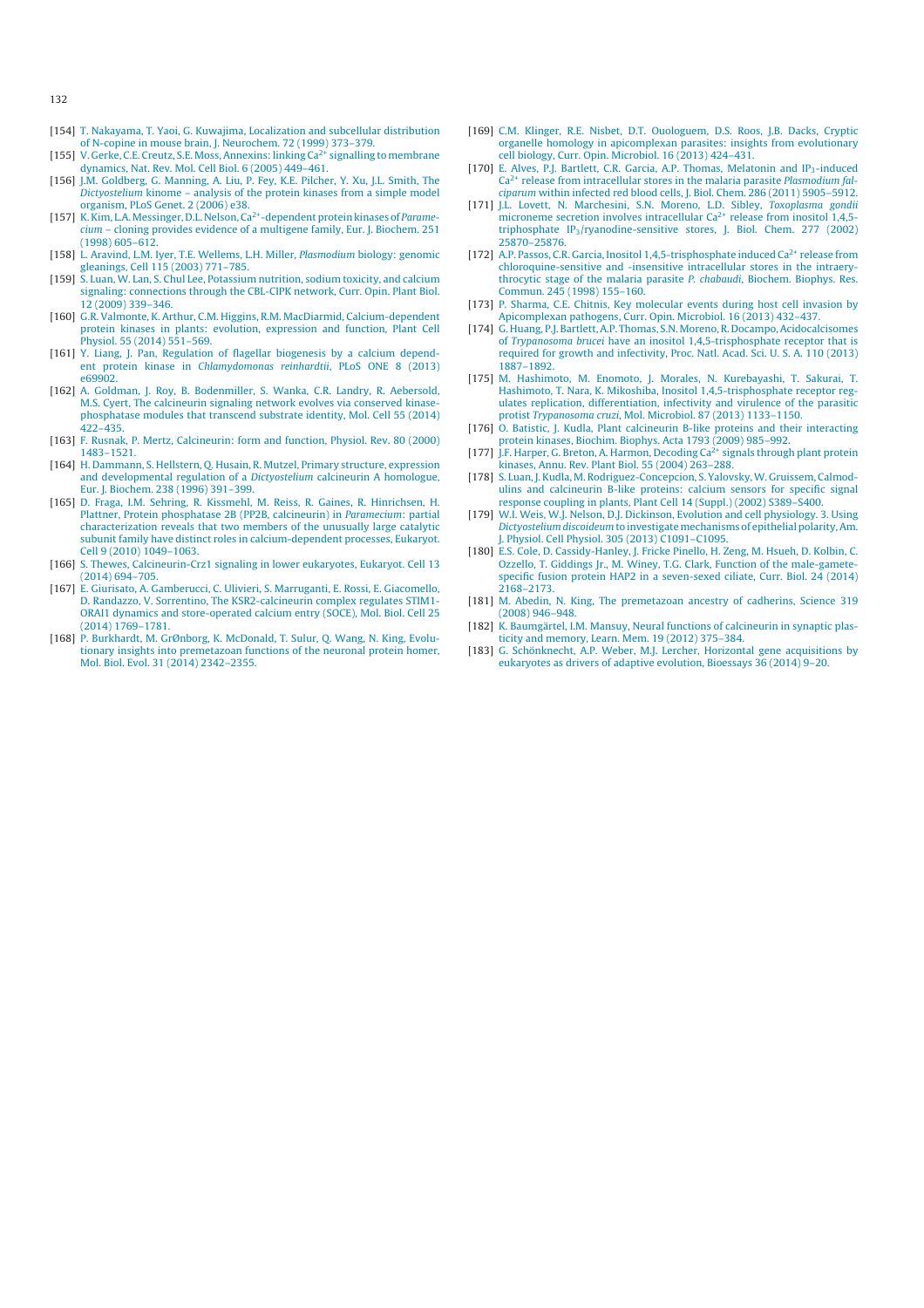[154] T. Nakayama, T. Yaoi, G. Kuwajima, Localization and subcellular distribution of N-copine in mouse brain, J. Neurochem. 72 (1999) 373–379.

[155] V. Gerke, C.E. Creutz, S.E. Moss, Annexins: linking $Ca^{2+}$ signalling to membrane dynamics, Nat. Rev. Mol. Cell Biol. 6 (2005) 449–461.

[156] J.M. Goldberg, G. Manning, A. Liu, P. Fey, K.E. Pilcher, Y. Xu, J.L. Smith, The *Dictyostelium* kinome – analysis of the protein kinases from a simple model organism, PLoS Genet. 2 (2006) e38.

[157] K. Kim, L.A. Messinger, D.L. Nelson, $Ca^{2+}$-dependent protein kinases of *Paramecium* – cloning provides evidence of a multigene family, Eur. J. Biochem. 251 (1998) 605–612.

[158] L. Aravind, L.M. Iyer, T.E. Wellems, L.H. Miller, *Plasmodium* biology: genomic gleanings, Cell 115 (2003) 771–785.

[159] S. Luan, W. Lan, S. Chul Lee, Potassium nutrition, sodium toxicity, and calcium signaling: connections through the CBL-CIPK network, Curr. Opin. Plant Biol. 12 (2009) 339–346.

[160] G.R. Valmonte, K. Arthur, C.M. Higgins, R.M. MacDiarmid, Calcium-dependent protein kinases in plants: evolution, expression and function, Plant Cell Physiol. 55 (2014) 551–569.

[161] Y. Liang, J. Pan, Regulation of flagellar biogenesis by a calcium dependent protein kinase in *Chlamydomonas reinhardtii*, PLoS ONE 8 (2013) e69902.

[162] A. Goldman, J. Roy, B. Bodenmiller, S. Wanka, C.R. Landry, R. Aebersold, M.S. Cyert, The calcineurin signaling network evolves via conserved kinase-phosphatase modules that transcend substrate identity, Mol. Cell 55 (2014) 422–435.

[163] F. Rusnak, P. Mertz, Calcineurin: form and function, Physiol. Rev. 80 (2000) 1483–1521.

[164] H. Dammann, S. Hellstern, Q. Husain, R. Mutzel, Primary structure, expression and developmental regulation of a *Dictyostelium* calcineurin A homologue, Eur. J. Biochem. 238 (1996) 391–399.

[165] D. Fraga, I.M. Sehring, R. Kissmehl, M. Reiss, R. Gaines, R. Hinrichsen, H. Plattner, Protein phosphatase 2B (PP2B, calcineurin) in *Paramecium*: partial characterization reveals that two members of the unusually large catalytic subunit family have distinct roles in calcium-dependent processes, Eukaryot. Cell 9 (2010) 1049–1063.

[166] S. Thewes, Calcineurin-Crz1 signaling in lower eukaryotes, Eukaryot. Cell 13 (2014) 694–705.

[167] E. Giurisato, A. Gamberucci, C. Ulivieri, S. Marruganti, E. Rossi, E. Giacomello, D. Randazzo, V. Sorrentino, The KSR2-calcineurin complex regulates STIM1-ORAI1 dynamics and store-operated calcium entry (SOCE), Mol. Biol. Cell 25 (2014) 1769–1781.

[168] P. Burkhardt, M. GrØnborg, K. McDonald, T. Sulur, Q. Wang, N. King, Evolutionary insights into premetazoan functions of the neuronal protein homer, Mol. Biol. Evol. 31 (2014) 2342–2355.

[169] C.M. Klinger, R.E. Nisbet, D.T. Ouologuem, D.S. Roos, J.B. Dacks, Cryptic organelle homology in apicomplexan parasites: insights from evolutionary cell biology, Curr. Opin. Microbiol. 16 (2013) 424–431.

[170] E. Alves, P.J. Bartlett, C.R. Garcia, A.P. Thomas, Melatonin and $IP_3$-induced $Ca^{2+}$ release from intracellular stores in the malaria parasite *Plasmodium falciparum* within infected red blood cells, J. Biol. Chem. 286 (2011) 5905–5912.

[171] J.L. Lovett, N. Marchesini, S.N. Moreno, L.D. Sibley, *Toxoplasma gondii* microneme secretion involves intracellular $Ca^{2+}$ release from inositol 1,4,5-triphosphate $IP_3$/ryanodine-sensitive stores, J. Biol. Chem. 277 (2002) 25870–25876.

[172] A.P. Passos, C.R. Garcia, Inositol 1,4,5-trisphosphate induced $Ca^{2+}$ release from chloroquine-sensitive and -insensitive intracellular stores in the intraerythrocytic stage of the malaria parasite *P. chabaudi*, Biochem. Biophys. Res. Commun. 245 (1998) 155–160.

[173] P. Sharma, C.E. Chitnis, Key molecular events during host cell invasion by Apicomplexan pathogens, Curr. Opin. Microbiol. 16 (2013) 432–437.

[174] G. Huang, P.J. Bartlett, A.P. Thomas, S.N. Moreno, R. Docampo, Acidocalcisomes of *Trypanosoma brucei* have an inositol 1,4,5-trisphosphate receptor that is required for growth and infectivity, Proc. Natl. Acad. Sci. U. S. A. 110 (2013) 1887–1892.

[175] M. Hashimoto, M. Enomoto, J. Morales, N. Kurebayashi, T. Sakurai, T. Hashimoto, T. Nara, K. Mikoshiba, Inositol 1,4,5-trisphosphate receptor regulates replication, differentiation, infectivity and virulence of the parasitic protist *Trypanosoma cruzi*, Mol. Microbiol. 87 (2013) 1133–1150.

[176] O. Batistic, J. Kudla, Plant calcineurin B-like proteins and their interacting protein kinases, Biochim. Biophys. Acta 1793 (2009) 985–992.

[177] J.F. Harper, G. Breton, A. Harmon, Decoding $Ca^{2+}$ signals through plant protein kinases, Annu. Rev. Plant Biol. 55 (2004) 263–288.

[178] S. Luan, J. Kudla, M. Rodriguez-Concepcion, S. Yalovsky, W. Gruissem, Calmodulins and calcineurin B-like proteins: calcium sensors for specific signal response coupling in plants, Plant Cell 14 (Suppl.) (2002) S389–S400.

[179] W.I. Weis, W.J. Nelson, D.J. Dickinson, Evolution and cell physiology. 3. Using *Dictyostelium discoideum* to investigate mechanisms of epithelial polarity, Am. J. Physiol. Cell Physiol. 305 (2013) C1091–C1095.

[180] E.S. Cole, D. Cassidy-Hanley, J. Fricke Pinello, H. Zeng, M. Hsueh, D. Kolbin, C. Ozzello, T. Giddings Jr., M. Winey, T.G. Clark, Function of the male-gamete-specific fusion protein HAP2 in a seven-sexed ciliate, Curr. Biol. 24 (2014) 2168–2173.

[181] M. Abedin, N. King, The premetazoan ancestry of cadherins, Science 319 (2008) 946–948.

[182] K. Baumgärtel, I.M. Mansuy, Neural functions of calcineurin in synaptic plasticity and memory, Learn. Mem. 19 (2012) 375–384.

[183] G. Schönknecht, A.P. Weber, M.J. Lercher, Horizontal gene acquisitions by eukaryotes as drivers of adaptive evolution, Bioessays 36 (2014) 9–20.